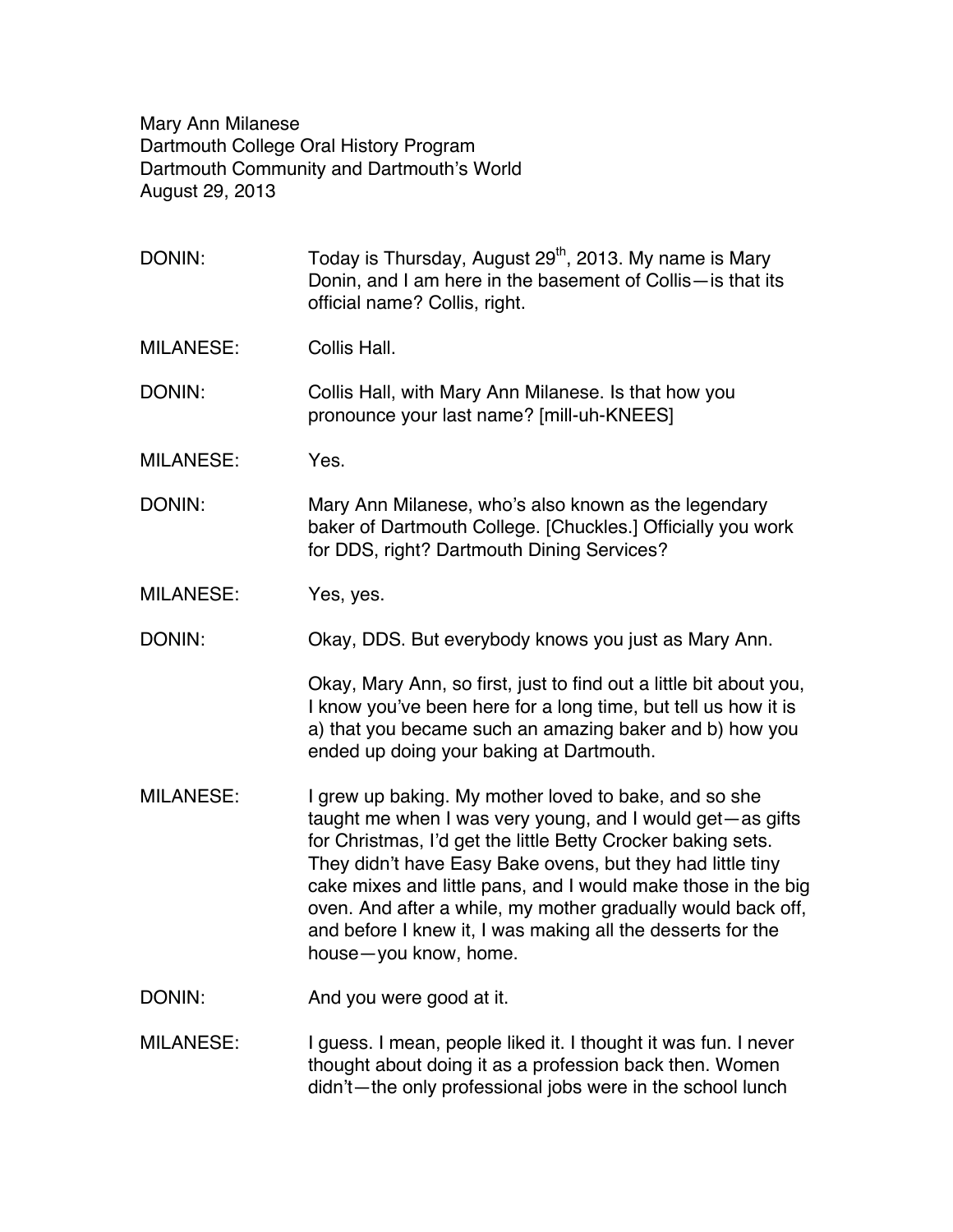Mary Ann Milanese
Dartmouth College Oral History Program
Dartmouth Community and Dartmouth's World
August 29, 2013

DONIN: Today is Thursday, August 29th, 2013. My name is Mary Donin, and I am here in the basement of Collis—is that its official name? Collis, right.

MILANESE: Collis Hall.

DONIN: Collis Hall, with Mary Ann Milanese. Is that how you pronounce your last name? [mill-uh-KNEES]

MILANESE: Yes.

DONIN: Mary Ann Milanese, who's also known as the legendary baker of Dartmouth College. [Chuckles.] Officially you work for DDS, right? Dartmouth Dining Services?

MILANESE: Yes, yes.

DONIN: Okay, DDS. But everybody knows you just as Mary Ann.

Okay, Mary Ann, so first, just to find out a little bit about you, I know you've been here for a long time, but tell us how it is a) that you became such an amazing baker and b) how you ended up doing your baking at Dartmouth.

MILANESE: I grew up baking. My mother loved to bake, and so she taught me when I was very young, and I would get—as gifts for Christmas, I'd get the little Betty Crocker baking sets. They didn't have Easy Bake ovens, but they had little tiny cake mixes and little pans, and I would make those in the big oven. And after a while, my mother gradually would back off, and before I knew it, I was making all the desserts for the house—you know, home.

DONIN: And you were good at it.

MILANESE: I guess. I mean, people liked it. I thought it was fun. I never thought about doing it as a profession back then. Women didn't—the only professional jobs were in the school lunch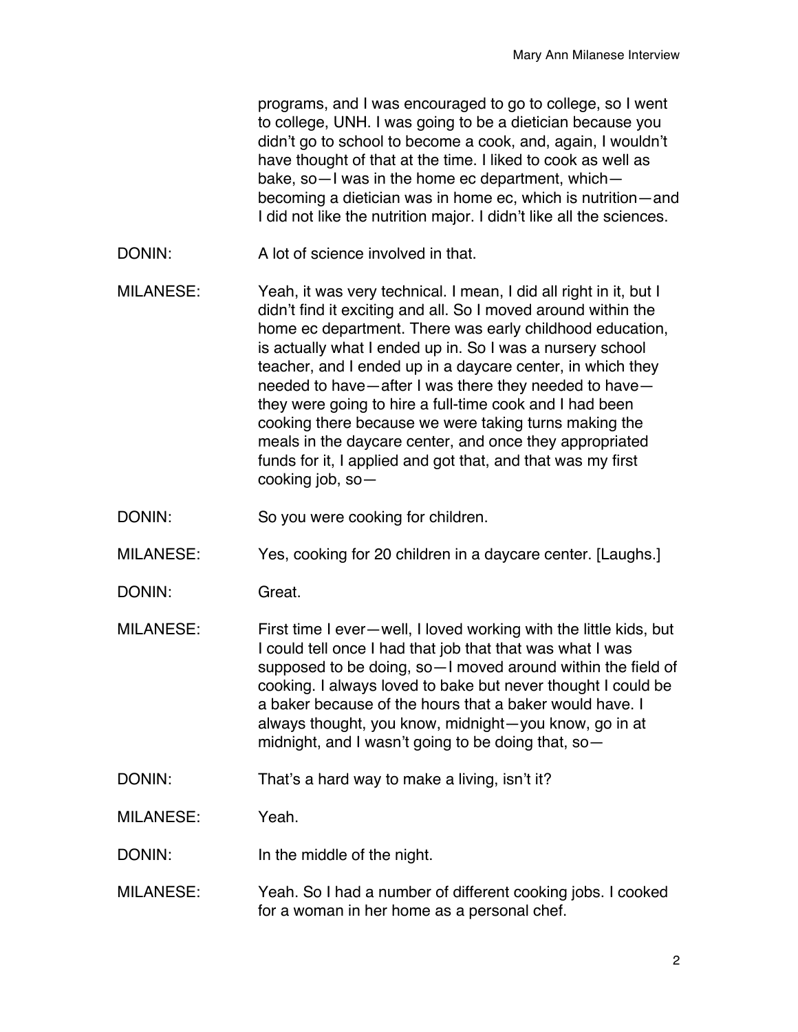programs, and I was encouraged to go to college, so I went to college, UNH. I was going to be a dietician because you didn't go to school to become a cook, and, again, I wouldn't have thought of that at the time. I liked to cook as well as bake, so—I was in the home ec department, which—becoming a dietician was in home ec, which is nutrition—and I did not like the nutrition major. I didn't like all the sciences.

DONIN: A lot of science involved in that.

MILANESE: Yeah, it was very technical. I mean, I did all right in it, but I didn't find it exciting and all. So I moved around within the home ec department. There was early childhood education, is actually what I ended up in. So I was a nursery school teacher, and I ended up in a daycare center, in which they needed to have—after I was there they needed to have—they were going to hire a full-time cook and I had been cooking there because we were taking turns making the meals in the daycare center, and once they appropriated funds for it, I applied and got that, and that was my first cooking job, so—

DONIN: So you were cooking for children.

MILANESE: Yes, cooking for 20 children in a daycare center. [Laughs.]

DONIN: Great.

MILANESE: First time I ever—well, I loved working with the little kids, but I could tell once I had that job that that was what I was supposed to be doing, so—I moved around within the field of cooking. I always loved to bake but never thought I could be a baker because of the hours that a baker would have. I always thought, you know, midnight—you know, go in at midnight, and I wasn't going to be doing that, so—

DONIN: That's a hard way to make a living, isn't it?

MILANESE: Yeah.

DONIN: In the middle of the night.

MILANESE: Yeah. So I had a number of different cooking jobs. I cooked for a woman in her home as a personal chef.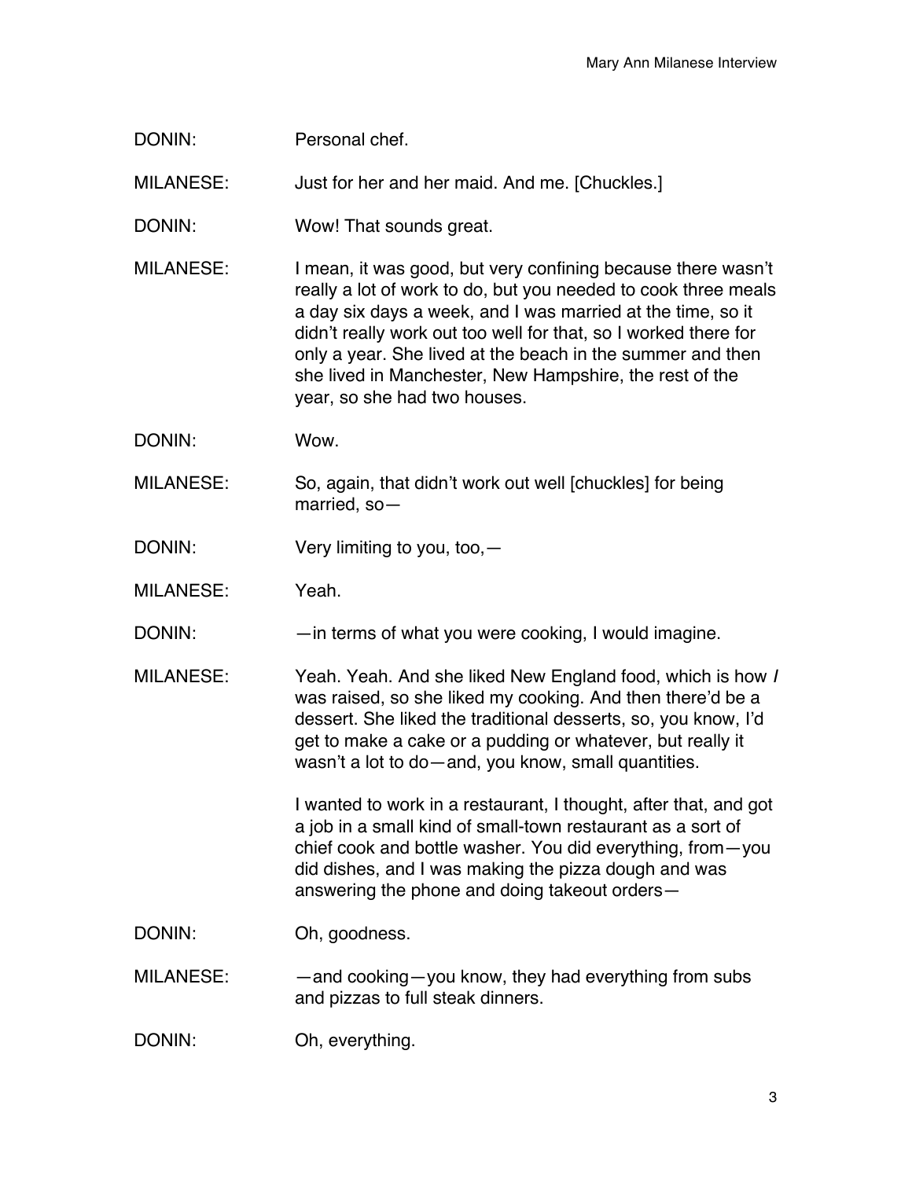DONIN: Personal chef.

MILANESE: Just for her and her maid. And me. [Chuckles.]

DONIN: Wow! That sounds great.

MILANESE: I mean, it was good, but very confining because there wasn't really a lot of work to do, but you needed to cook three meals a day six days a week, and I was married at the time, so it didn't really work out too well for that, so I worked there for only a year. She lived at the beach in the summer and then she lived in Manchester, New Hampshire, the rest of the year, so she had two houses.

DONIN: Wow.

MILANESE: So, again, that didn't work out well [chuckles] for being married, so—

DONIN: Very limiting to you, too,—

MILANESE: Yeah.

DONIN: —in terms of what you were cooking, I would imagine.

MILANESE: Yeah. Yeah. And she liked New England food, which is how *I* was raised, so she liked my cooking. And then there'd be a dessert. She liked the traditional desserts, so, you know, I'd get to make a cake or a pudding or whatever, but really it wasn't a lot to do—and, you know, small quantities.

I wanted to work in a restaurant, I thought, after that, and got a job in a small kind of small-town restaurant as a sort of chief cook and bottle washer. You did everything, from—you did dishes, and I was making the pizza dough and was answering the phone and doing takeout orders—

DONIN: Oh, goodness.

MILANESE: —and cooking—you know, they had everything from subs and pizzas to full steak dinners.

DONIN: Oh, everything.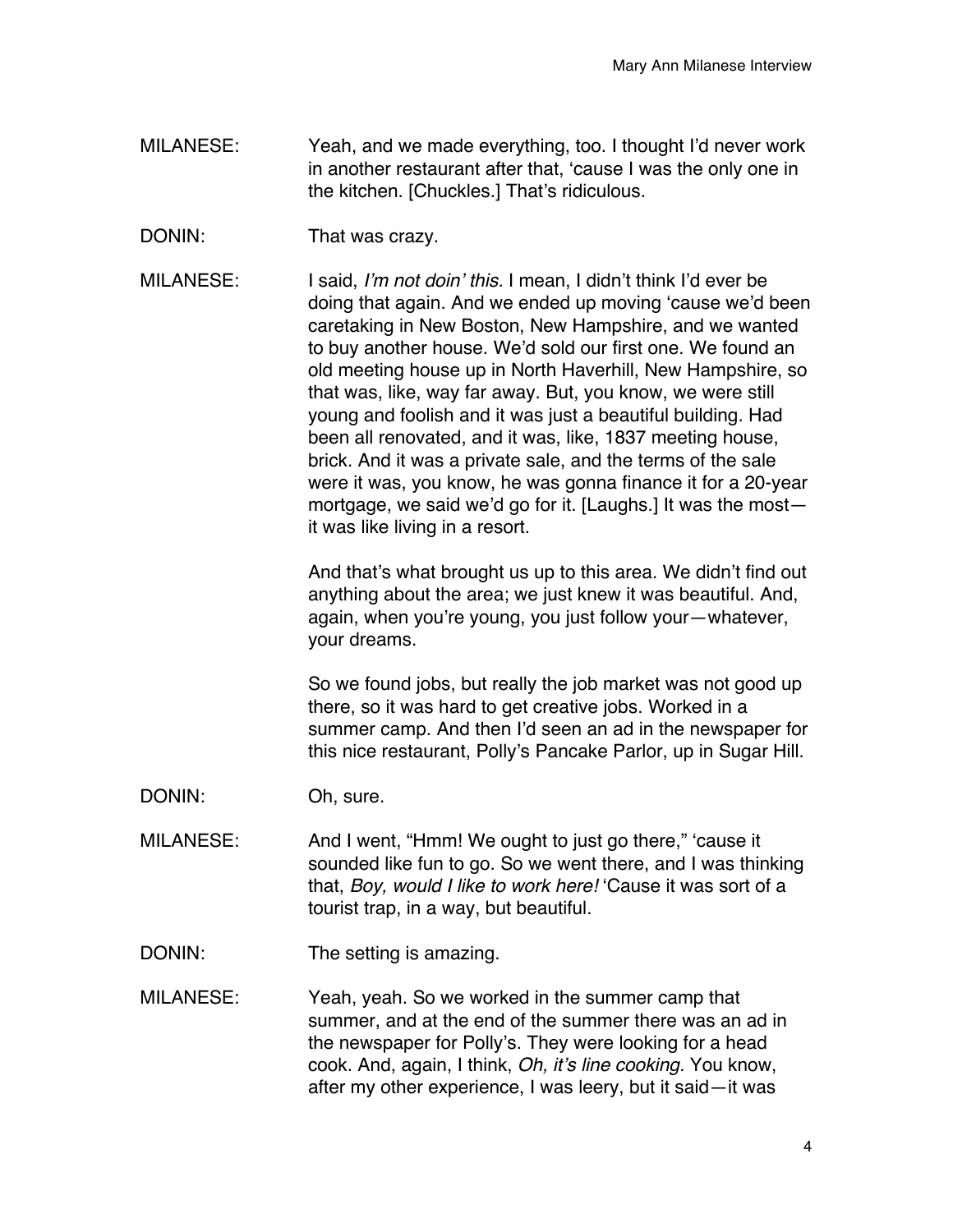MILANESE: Yeah, and we made everything, too. I thought I'd never work in another restaurant after that, 'cause I was the only one in the kitchen. [Chuckles.] That's ridiculous.

DONIN: That was crazy.

MILANESE: I said, *I'm not doin' this.* I mean, I didn't think I'd ever be doing that again. And we ended up moving 'cause we'd been caretaking in New Boston, New Hampshire, and we wanted to buy another house. We'd sold our first one. We found an old meeting house up in North Haverhill, New Hampshire, so that was, like, way far away. But, you know, we were still young and foolish and it was just a beautiful building. Had been all renovated, and it was, like, 1837 meeting house, brick. And it was a private sale, and the terms of the sale were it was, you know, he was gonna finance it for a 20-year mortgage, we said we'd go for it. [Laughs.] It was the most—it was like living in a resort.

And that's what brought us up to this area. We didn't find out anything about the area; we just knew it was beautiful. And, again, when you're young, you just follow your—whatever, your dreams.

So we found jobs, but really the job market was not good up there, so it was hard to get creative jobs. Worked in a summer camp. And then I'd seen an ad in the newspaper for this nice restaurant, Polly's Pancake Parlor, up in Sugar Hill.

DONIN: Oh, sure.

MILANESE: And I went, "Hmm! We ought to just go there," 'cause it sounded like fun to go. So we went there, and I was thinking that, *Boy, would I like to work here!* 'Cause it was sort of a tourist trap, in a way, but beautiful.

DONIN: The setting is amazing.

MILANESE: Yeah, yeah. So we worked in the summer camp that summer, and at the end of the summer there was an ad in the newspaper for Polly's. They were looking for a head cook. And, again, I think, *Oh, it's line cooking.* You know, after my other experience, I was leery, but it said—it was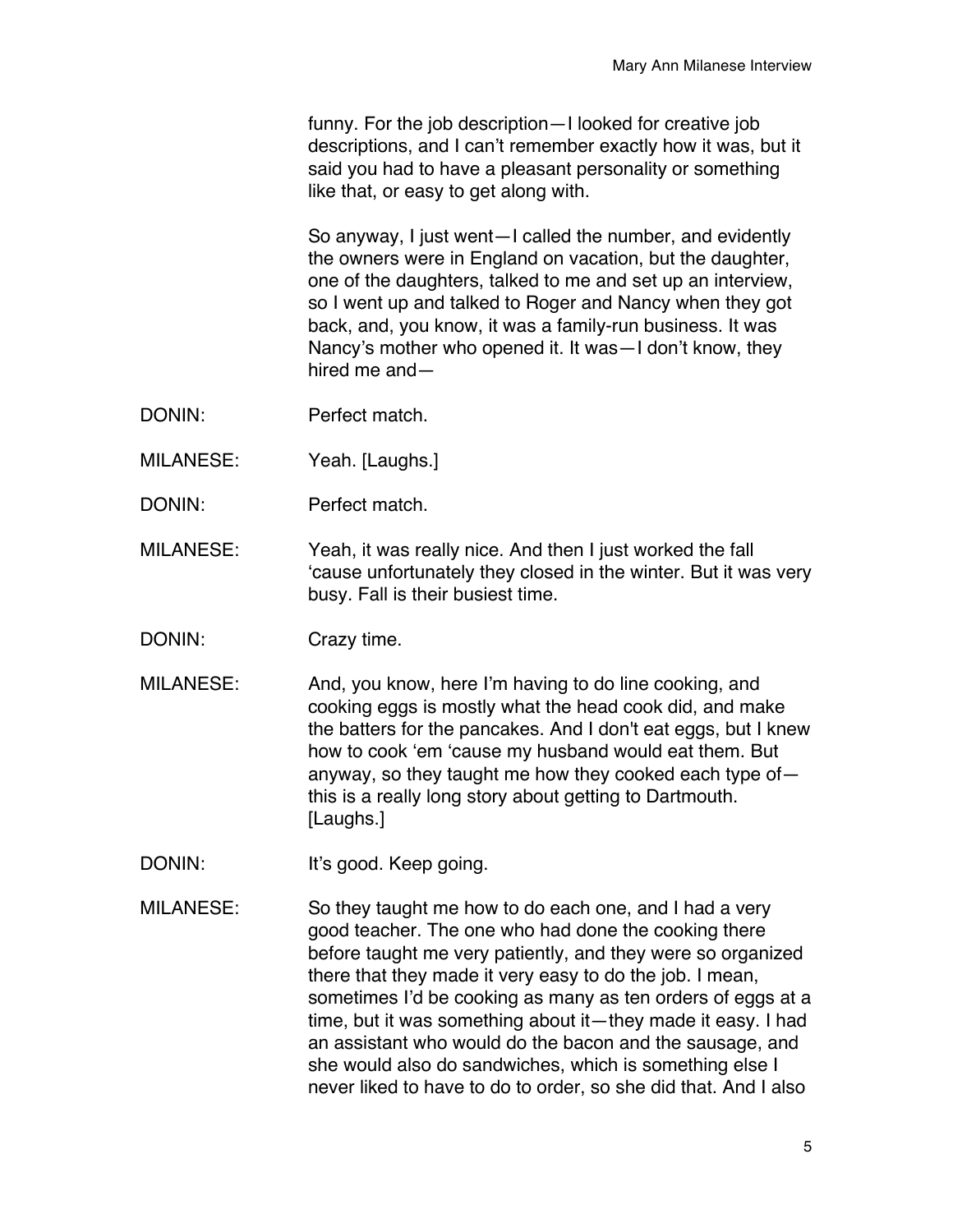funny. For the job description—I looked for creative job descriptions, and I can't remember exactly how it was, but it said you had to have a pleasant personality or something like that, or easy to get along with.

So anyway, I just went—I called the number, and evidently the owners were in England on vacation, but the daughter, one of the daughters, talked to me and set up an interview, so I went up and talked to Roger and Nancy when they got back, and, you know, it was a family-run business. It was Nancy's mother who opened it. It was—I don't know, they hired me and—

DONIN: Perfect match.

MILANESE: Yeah. [Laughs.]

DONIN: Perfect match.

MILANESE: Yeah, it was really nice. And then I just worked the fall 'cause unfortunately they closed in the winter. But it was very busy. Fall is their busiest time.

DONIN: Crazy time.

MILANESE: And, you know, here I'm having to do line cooking, and cooking eggs is mostly what the head cook did, and make the batters for the pancakes. And I don't eat eggs, but I knew how to cook 'em 'cause my husband would eat them. But anyway, so they taught me how they cooked each type of—this is a really long story about getting to Dartmouth. [Laughs.]

DONIN: It's good. Keep going.

MILANESE: So they taught me how to do each one, and I had a very good teacher. The one who had done the cooking there before taught me very patiently, and they were so organized there that they made it very easy to do the job. I mean, sometimes I'd be cooking as many as ten orders of eggs at a time, but it was something about it—they made it easy. I had an assistant who would do the bacon and the sausage, and she would also do sandwiches, which is something else I never liked to have to do to order, so she did that. And I also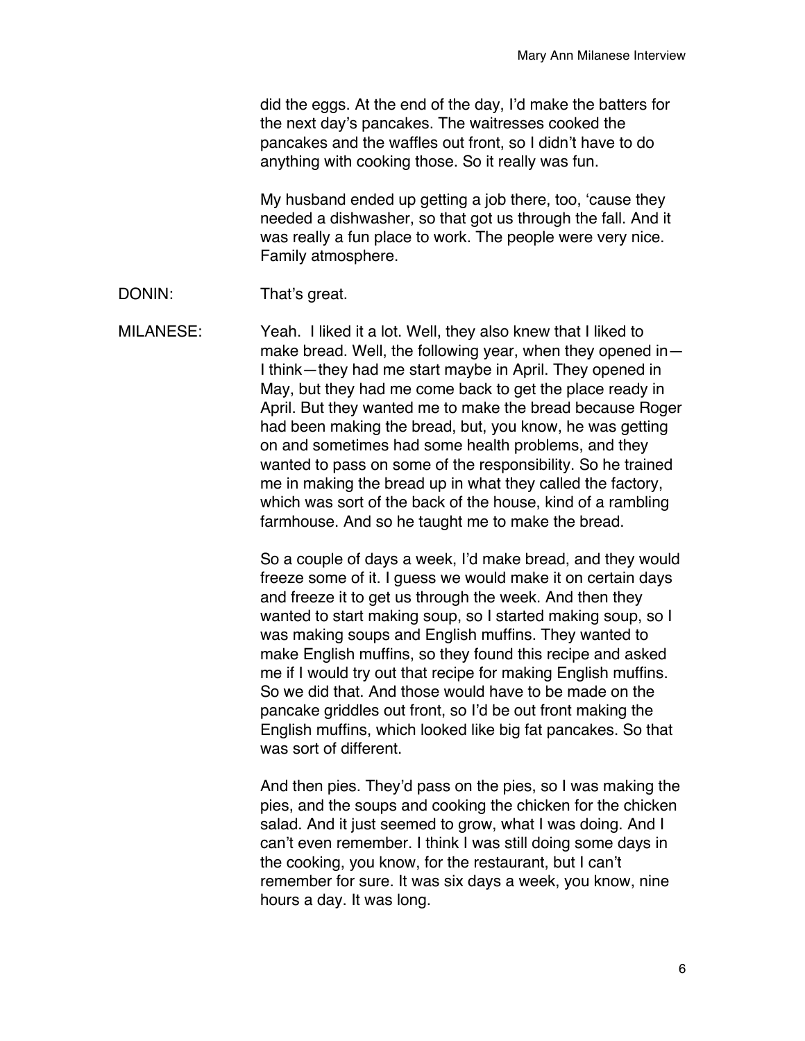did the eggs. At the end of the day, I'd make the batters for the next day's pancakes. The waitresses cooked the pancakes and the waffles out front, so I didn't have to do anything with cooking those. So it really was fun.

My husband ended up getting a job there, too, 'cause they needed a dishwasher, so that got us through the fall. And it was really a fun place to work. The people were very nice. Family atmosphere.

DONIN: That's great.

MILANESE: Yeah. I liked it a lot. Well, they also knew that I liked to make bread. Well, the following year, when they opened in—I think—they had me start maybe in April. They opened in May, but they had me come back to get the place ready in April. But they wanted me to make the bread because Roger had been making the bread, but, you know, he was getting on and sometimes had some health problems, and they wanted to pass on some of the responsibility. So he trained me in making the bread up in what they called the factory, which was sort of the back of the house, kind of a rambling farmhouse. And so he taught me to make the bread.

So a couple of days a week, I'd make bread, and they would freeze some of it. I guess we would make it on certain days and freeze it to get us through the week. And then they wanted to start making soup, so I started making soup, so I was making soups and English muffins. They wanted to make English muffins, so they found this recipe and asked me if I would try out that recipe for making English muffins. So we did that. And those would have to be made on the pancake griddles out front, so I'd be out front making the English muffins, which looked like big fat pancakes. So that was sort of different.

And then pies. They'd pass on the pies, so I was making the pies, and the soups and cooking the chicken for the chicken salad. And it just seemed to grow, what I was doing. And I can't even remember. I think I was still doing some days in the cooking, you know, for the restaurant, but I can't remember for sure. It was six days a week, you know, nine hours a day. It was long.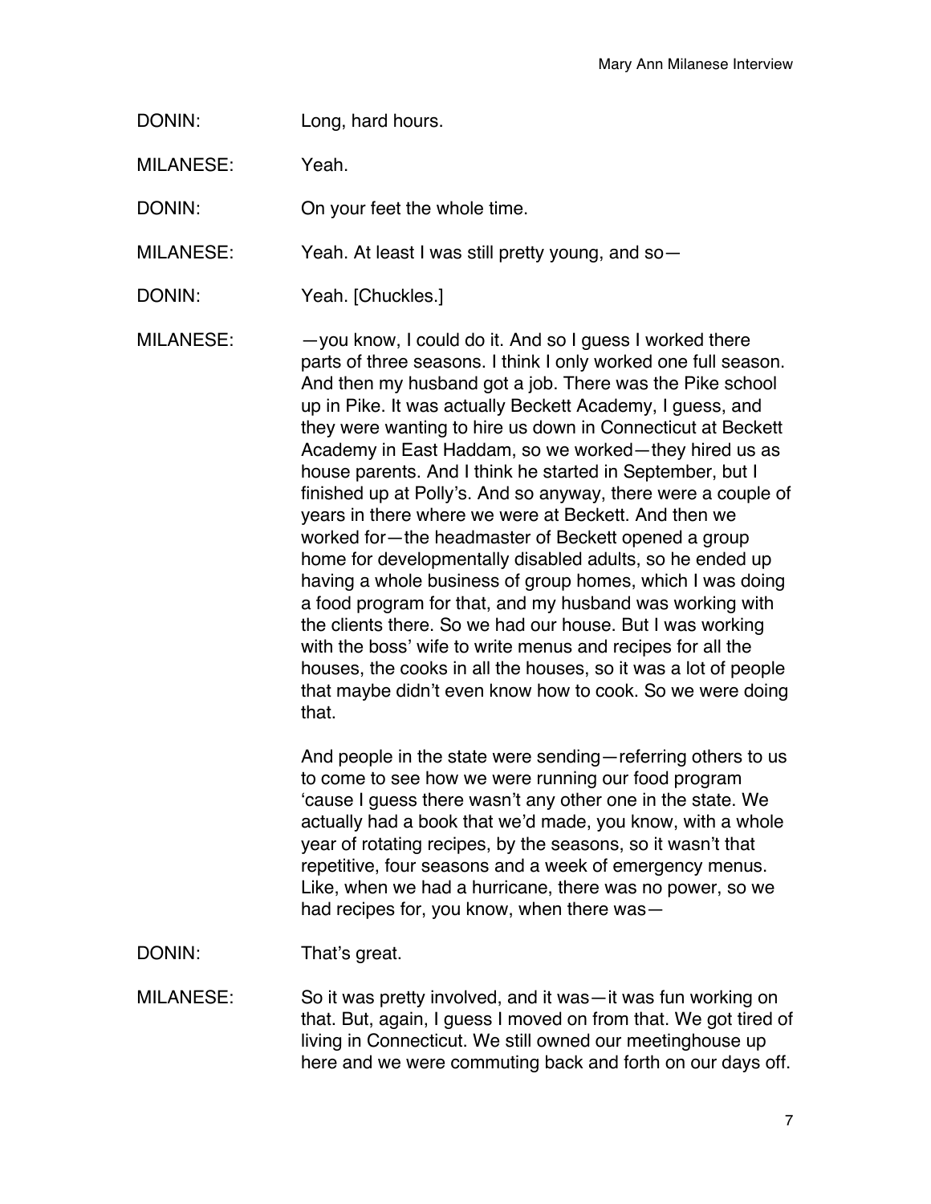DONIN: Long, hard hours.

MILANESE: Yeah.

DONIN: On your feet the whole time.

MILANESE: Yeah. At least I was still pretty young, and so—

DONIN: Yeah. [Chuckles.]

MILANESE: —you know, I could do it. And so I guess I worked there parts of three seasons. I think I only worked one full season. And then my husband got a job. There was the Pike school up in Pike. It was actually Beckett Academy, I guess, and they were wanting to hire us down in Connecticut at Beckett Academy in East Haddam, so we worked—they hired us as house parents. And I think he started in September, but I finished up at Polly's. And so anyway, there were a couple of years in there where we were at Beckett. And then we worked for—the headmaster of Beckett opened a group home for developmentally disabled adults, so he ended up having a whole business of group homes, which I was doing a food program for that, and my husband was working with the clients there. So we had our house. But I was working with the boss' wife to write menus and recipes for all the houses, the cooks in all the houses, so it was a lot of people that maybe didn't even know how to cook. So we were doing that.

And people in the state were sending—referring others to us to come to see how we were running our food program 'cause I guess there wasn't any other one in the state. We actually had a book that we'd made, you know, with a whole year of rotating recipes, by the seasons, so it wasn't that repetitive, four seasons and a week of emergency menus. Like, when we had a hurricane, there was no power, so we had recipes for, you know, when there was—

DONIN: That's great.

MILANESE: So it was pretty involved, and it was—it was fun working on that. But, again, I guess I moved on from that. We got tired of living in Connecticut. We still owned our meetinghouse up here and we were commuting back and forth on our days off.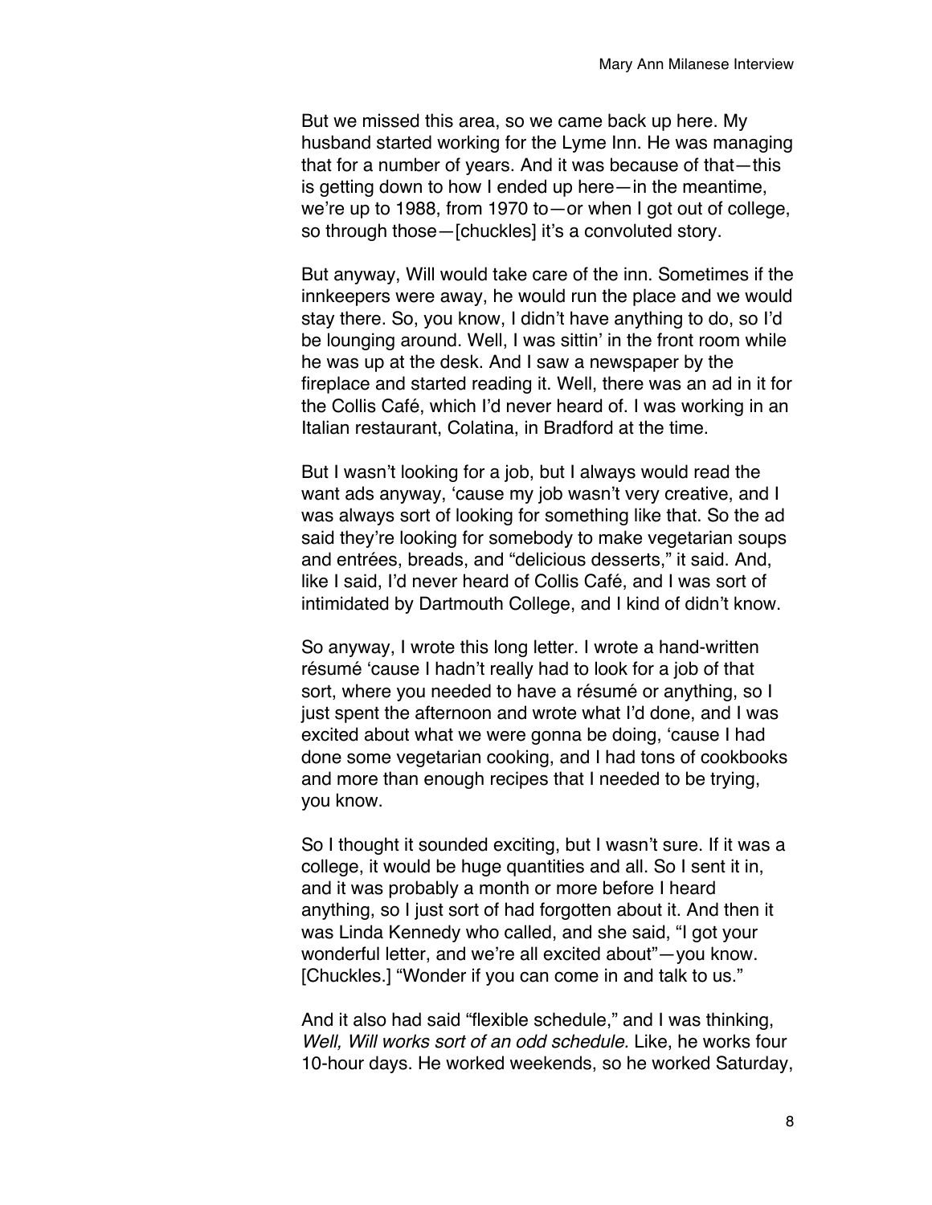But we missed this area, so we came back up here. My husband started working for the Lyme Inn. He was managing that for a number of years. And it was because of that—this is getting down to how I ended up here—in the meantime, we're up to 1988, from 1970 to—or when I got out of college, so through those—[chuckles] it's a convoluted story.

But anyway, Will would take care of the inn. Sometimes if the innkeepers were away, he would run the place and we would stay there. So, you know, I didn't have anything to do, so I'd be lounging around. Well, I was sittin' in the front room while he was up at the desk. And I saw a newspaper by the fireplace and started reading it. Well, there was an ad in it for the Collis Café, which I'd never heard of. I was working in an Italian restaurant, Colatina, in Bradford at the time.

But I wasn't looking for a job, but I always would read the want ads anyway, 'cause my job wasn't very creative, and I was always sort of looking for something like that. So the ad said they're looking for somebody to make vegetarian soups and entrées, breads, and "delicious desserts," it said. And, like I said, I'd never heard of Collis Café, and I was sort of intimidated by Dartmouth College, and I kind of didn't know.

So anyway, I wrote this long letter. I wrote a hand-written résumé 'cause I hadn't really had to look for a job of that sort, where you needed to have a résumé or anything, so I just spent the afternoon and wrote what I'd done, and I was excited about what we were gonna be doing, 'cause I had done some vegetarian cooking, and I had tons of cookbooks and more than enough recipes that I needed to be trying, you know.

So I thought it sounded exciting, but I wasn't sure. If it was a college, it would be huge quantities and all. So I sent it in, and it was probably a month or more before I heard anything, so I just sort of had forgotten about it. And then it was Linda Kennedy who called, and she said, "I got your wonderful letter, and we're all excited about"—you know. [Chuckles.] "Wonder if you can come in and talk to us."

And it also had said "flexible schedule," and I was thinking, *Well, Will works sort of an odd schedule*. Like, he works four 10-hour days. He worked weekends, so he worked Saturday,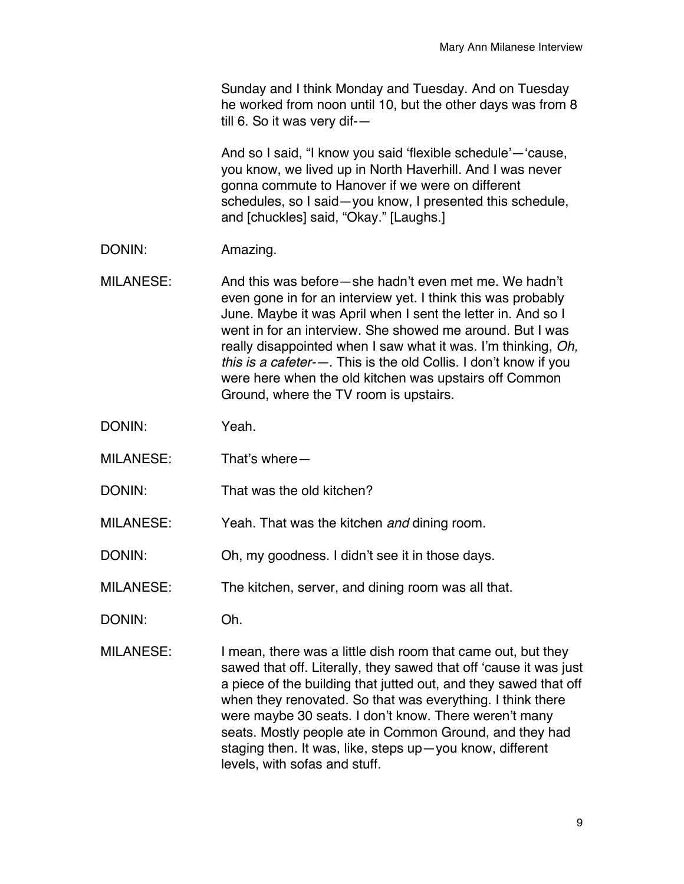Sunday and I think Monday and Tuesday. And on Tuesday he worked from noon until 10, but the other days was from 8 till 6. So it was very dif-—

And so I said, "I know you said 'flexible schedule'—'cause, you know, we lived up in North Haverhill. And I was never gonna commute to Hanover if we were on different schedules, so I said—you know, I presented this schedule, and [chuckles] said, "Okay." [Laughs.]

DONIN: Amazing.

MILANESE: And this was before—she hadn't even met me. We hadn't even gone in for an interview yet. I think this was probably June. Maybe it was April when I sent the letter in. And so I went in for an interview. She showed me around. But I was really disappointed when I saw what it was. I'm thinking, *Oh, this is a cafeter-*—. This is the old Collis. I don't know if you were here when the old kitchen was upstairs off Common Ground, where the TV room is upstairs.

DONIN: Yeah.

MILANESE: That's where—

DONIN: That was the old kitchen?

MILANESE: Yeah. That was the kitchen *and* dining room.

DONIN: Oh, my goodness. I didn't see it in those days.

MILANESE: The kitchen, server, and dining room was all that.

DONIN: Oh.

MILANESE: I mean, there was a little dish room that came out, but they sawed that off. Literally, they sawed that off 'cause it was just a piece of the building that jutted out, and they sawed that off when they renovated. So that was everything. I think there were maybe 30 seats. I don't know. There weren't many seats. Mostly people ate in Common Ground, and they had staging then. It was, like, steps up—you know, different levels, with sofas and stuff.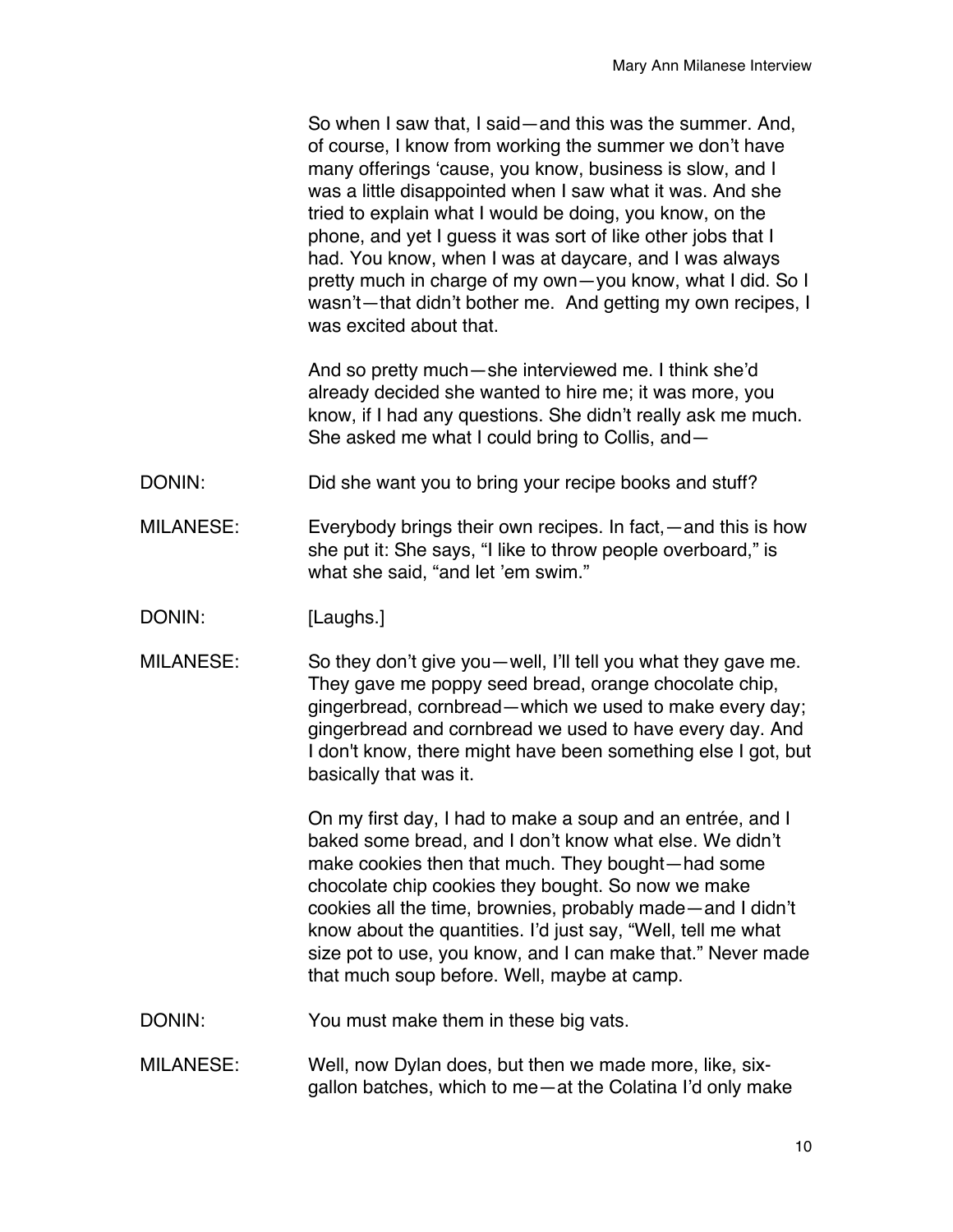So when I saw that, I said—and this was the summer. And, of course, I know from working the summer we don't have many offerings 'cause, you know, business is slow, and I was a little disappointed when I saw what it was. And she tried to explain what I would be doing, you know, on the phone, and yet I guess it was sort of like other jobs that I had. You know, when I was at daycare, and I was always pretty much in charge of my own—you know, what I did. So I wasn't—that didn't bother me. And getting my own recipes, I was excited about that.

And so pretty much—she interviewed me. I think she'd already decided she wanted to hire me; it was more, you know, if I had any questions. She didn't really ask me much. She asked me what I could bring to Collis, and—

DONIN: Did she want you to bring your recipe books and stuff?

MILANESE: Everybody brings their own recipes. In fact,—and this is how she put it: She says, "I like to throw people overboard," is what she said, "and let 'em swim."

DONIN: [Laughs.]

MILANESE: So they don't give you—well, I'll tell you what they gave me. They gave me poppy seed bread, orange chocolate chip, gingerbread, cornbread—which we used to make every day; gingerbread and cornbread we used to have every day. And I don't know, there might have been something else I got, but basically that was it.

On my first day, I had to make a soup and an entrée, and I baked some bread, and I don't know what else. We didn't make cookies then that much. They bought—had some chocolate chip cookies they bought. So now we make cookies all the time, brownies, probably made—and I didn't know about the quantities. I'd just say, "Well, tell me what size pot to use, you know, and I can make that." Never made that much soup before. Well, maybe at camp.

DONIN: You must make them in these big vats.

MILANESE: Well, now Dylan does, but then we made more, like, six-gallon batches, which to me—at the Colatina I'd only make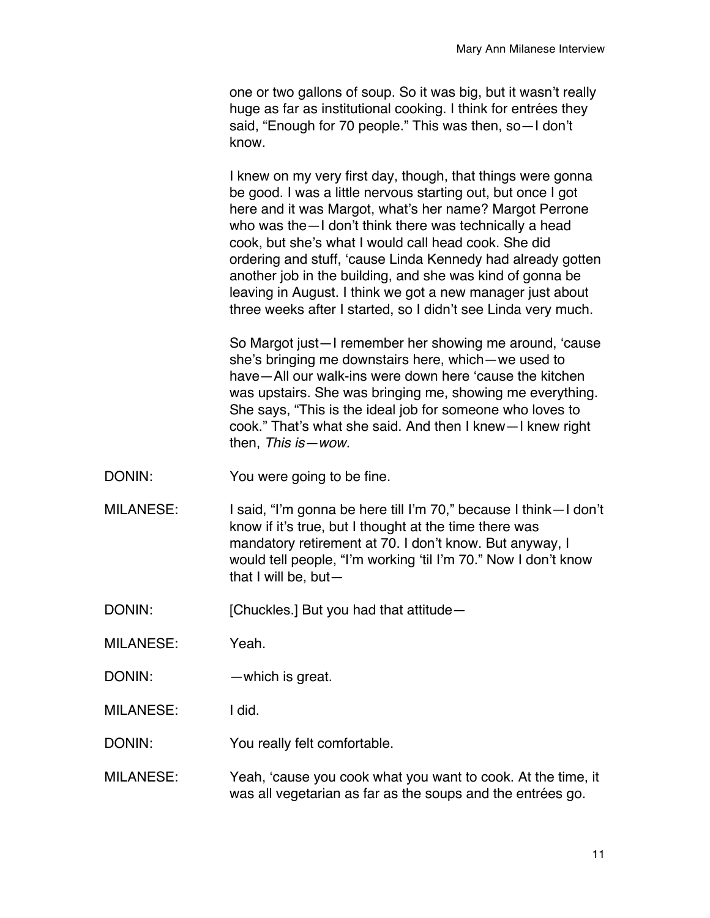one or two gallons of soup. So it was big, but it wasn't really huge as far as institutional cooking. I think for entrées they said, "Enough for 70 people." This was then, so—I don't know.

I knew on my very first day, though, that things were gonna be good. I was a little nervous starting out, but once I got here and it was Margot, what's her name? Margot Perrone who was the—I don't think there was technically a head cook, but she's what I would call head cook. She did ordering and stuff, 'cause Linda Kennedy had already gotten another job in the building, and she was kind of gonna be leaving in August. I think we got a new manager just about three weeks after I started, so I didn't see Linda very much.

So Margot just—I remember her showing me around, 'cause she's bringing me downstairs here, which—we used to have—All our walk-ins were down here 'cause the kitchen was upstairs. She was bringing me, showing me everything. She says, "This is the ideal job for someone who loves to cook." That's what she said. And then I knew—I knew right then, *This is—wow.*

DONIN: You were going to be fine.

MILANESE: I said, "I'm gonna be here till I'm 70," because I think—I don't know if it's true, but I thought at the time there was mandatory retirement at 70. I don't know. But anyway, I would tell people, "I'm working 'til I'm 70." Now I don't know that I will be, but—

DONIN: [Chuckles.] But you had that attitude—

MILANESE: Yeah.

DONIN: —which is great.

MILANESE: I did.

DONIN: You really felt comfortable.

MILANESE: Yeah, 'cause you cook what you want to cook. At the time, it was all vegetarian as far as the soups and the entrées go.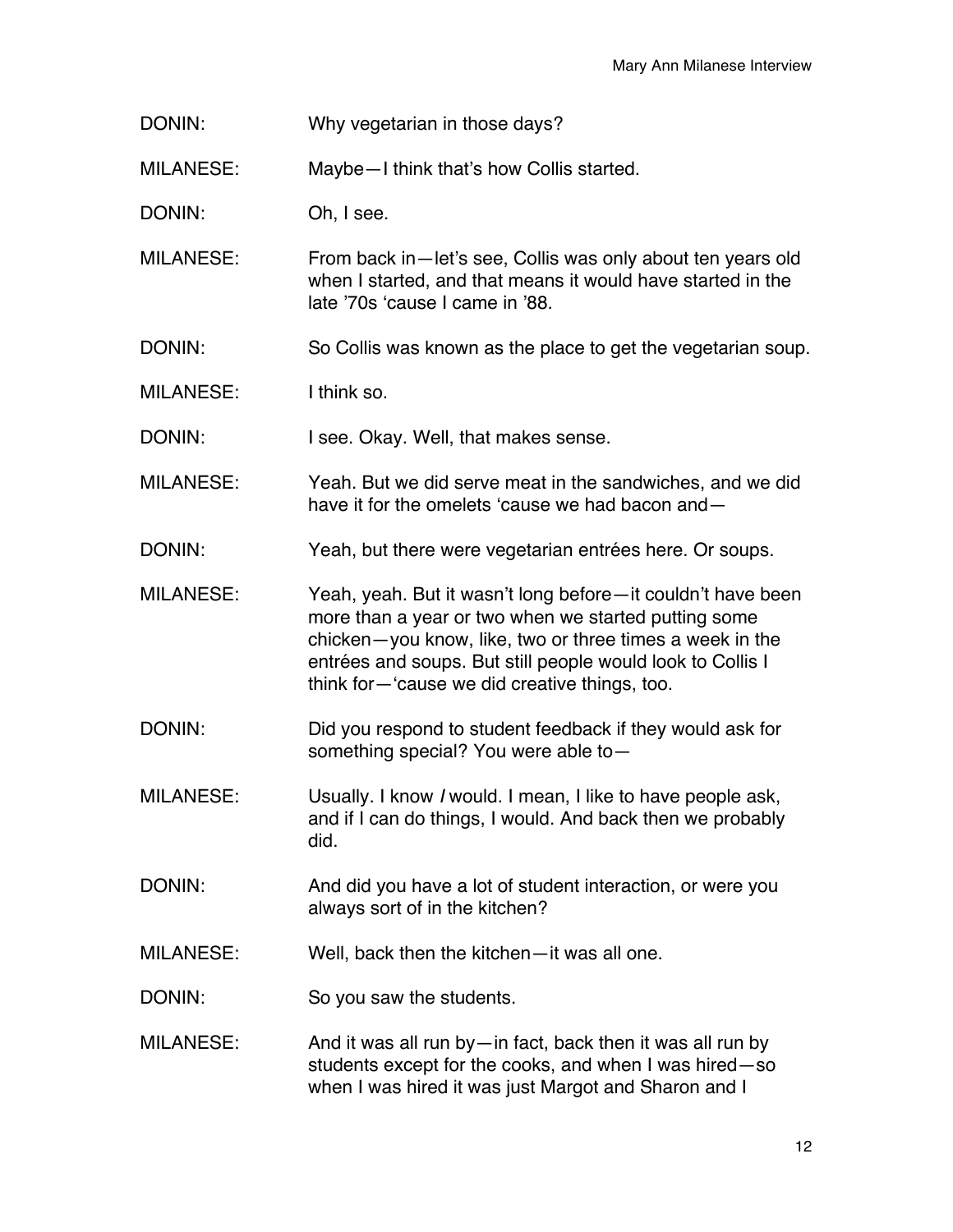DONIN: Why vegetarian in those days?

MILANESE: Maybe—I think that's how Collis started.

DONIN: Oh, I see.

MILANESE: From back in—let's see, Collis was only about ten years old when I started, and that means it would have started in the late '70s 'cause I came in '88.

DONIN: So Collis was known as the place to get the vegetarian soup.

MILANESE: I think so.

DONIN: I see. Okay. Well, that makes sense.

MILANESE: Yeah. But we did serve meat in the sandwiches, and we did have it for the omelets 'cause we had bacon and—

DONIN: Yeah, but there were vegetarian entrées here. Or soups.

MILANESE: Yeah, yeah. But it wasn't long before—it couldn't have been more than a year or two when we started putting some chicken—you know, like, two or three times a week in the entrées and soups. But still people would look to Collis I think for—'cause we did creative things, too.

DONIN: Did you respond to student feedback if they would ask for something special? You were able to—

MILANESE: Usually. I know *I* would. I mean, I like to have people ask, and if I can do things, I would. And back then we probably did.

DONIN: And did you have a lot of student interaction, or were you always sort of in the kitchen?

MILANESE: Well, back then the kitchen—it was all one.

DONIN: So you saw the students.

MILANESE: And it was all run by—in fact, back then it was all run by students except for the cooks, and when I was hired—so when I was hired it was just Margot and Sharon and I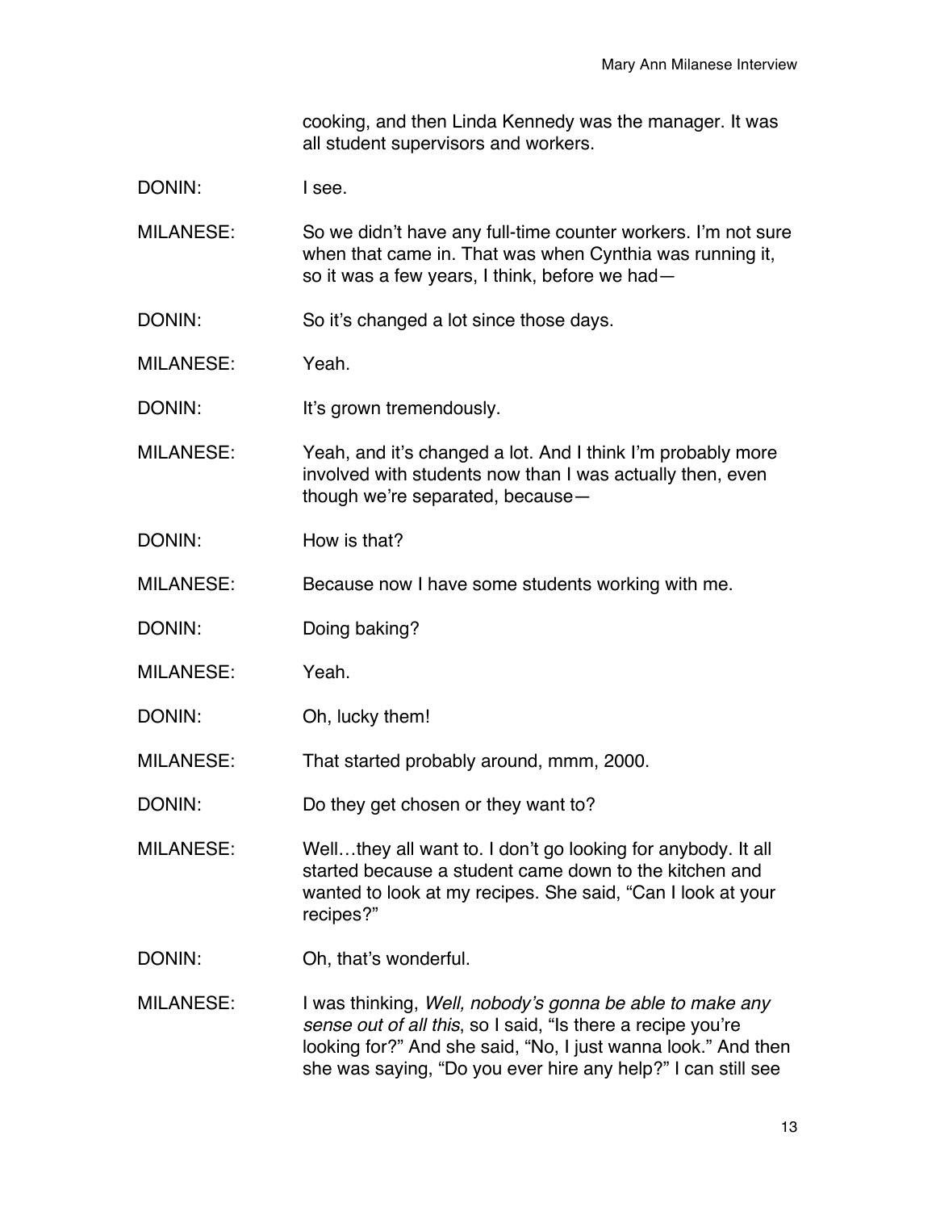cooking, and then Linda Kennedy was the manager. It was all student supervisors and workers.

DONIN: I see.

MILANESE: So we didn't have any full-time counter workers. I'm not sure when that came in. That was when Cynthia was running it, so it was a few years, I think, before we had—

DONIN: So it's changed a lot since those days.

MILANESE: Yeah.

DONIN: It's grown tremendously.

MILANESE: Yeah, and it's changed a lot. And I think I'm probably more involved with students now than I was actually then, even though we're separated, because—

DONIN: How is that?

MILANESE: Because now I have some students working with me.

DONIN: Doing baking?

MILANESE: Yeah.

DONIN: Oh, lucky them!

MILANESE: That started probably around, mmm, 2000.

DONIN: Do they get chosen or they want to?

MILANESE: Well…they all want to. I don't go looking for anybody. It all started because a student came down to the kitchen and wanted to look at my recipes. She said, "Can I look at your recipes?"

DONIN: Oh, that's wonderful.

MILANESE: I was thinking, *Well, nobody's gonna be able to make any sense out of all this*, so I said, "Is there a recipe you're looking for?" And she said, "No, I just wanna look." And then she was saying, "Do you ever hire any help?" I can still see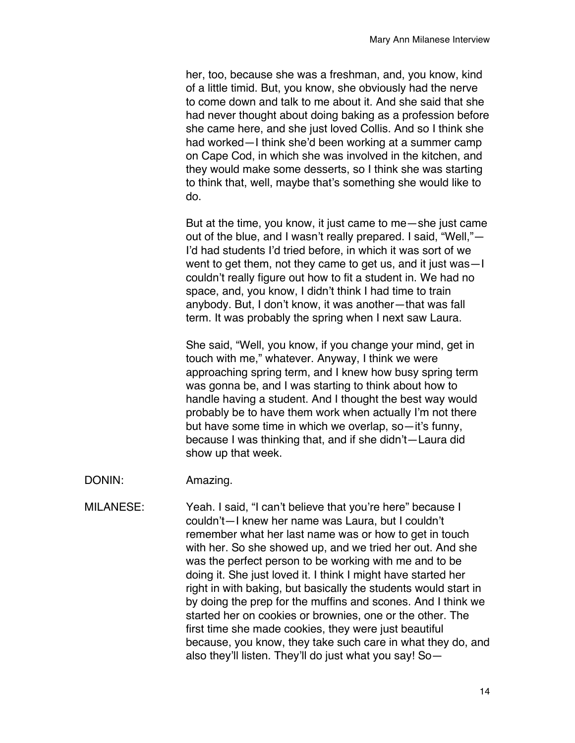her, too, because she was a freshman, and, you know, kind of a little timid. But, you know, she obviously had the nerve to come down and talk to me about it. And she said that she had never thought about doing baking as a profession before she came here, and she just loved Collis. And so I think she had worked—I think she'd been working at a summer camp on Cape Cod, in which she was involved in the kitchen, and they would make some desserts, so I think she was starting to think that, well, maybe that's something she would like to do.

But at the time, you know, it just came to me—she just came out of the blue, and I wasn't really prepared. I said, "Well,"—I'd had students I'd tried before, in which it was sort of we went to get them, not they came to get us, and it just was—I couldn't really figure out how to fit a student in. We had no space, and, you know, I didn't think I had time to train anybody. But, I don't know, it was another—that was fall term. It was probably the spring when I next saw Laura.

She said, "Well, you know, if you change your mind, get in touch with me," whatever. Anyway, I think we were approaching spring term, and I knew how busy spring term was gonna be, and I was starting to think about how to handle having a student. And I thought the best way would probably be to have them work when actually I'm not there but have some time in which we overlap, so—it's funny, because I was thinking that, and if she didn't—Laura did show up that week.

DONIN: Amazing.

MILANESE: Yeah. I said, "I can't believe that you're here" because I couldn't—I knew her name was Laura, but I couldn't remember what her last name was or how to get in touch with her. So she showed up, and we tried her out. And she was the perfect person to be working with me and to be doing it. She just loved it. I think I might have started her right in with baking, but basically the students would start in by doing the prep for the muffins and scones. And I think we started her on cookies or brownies, one or the other. The first time she made cookies, they were just beautiful because, you know, they take such care in what they do, and also they'll listen. They'll do just what you say! So—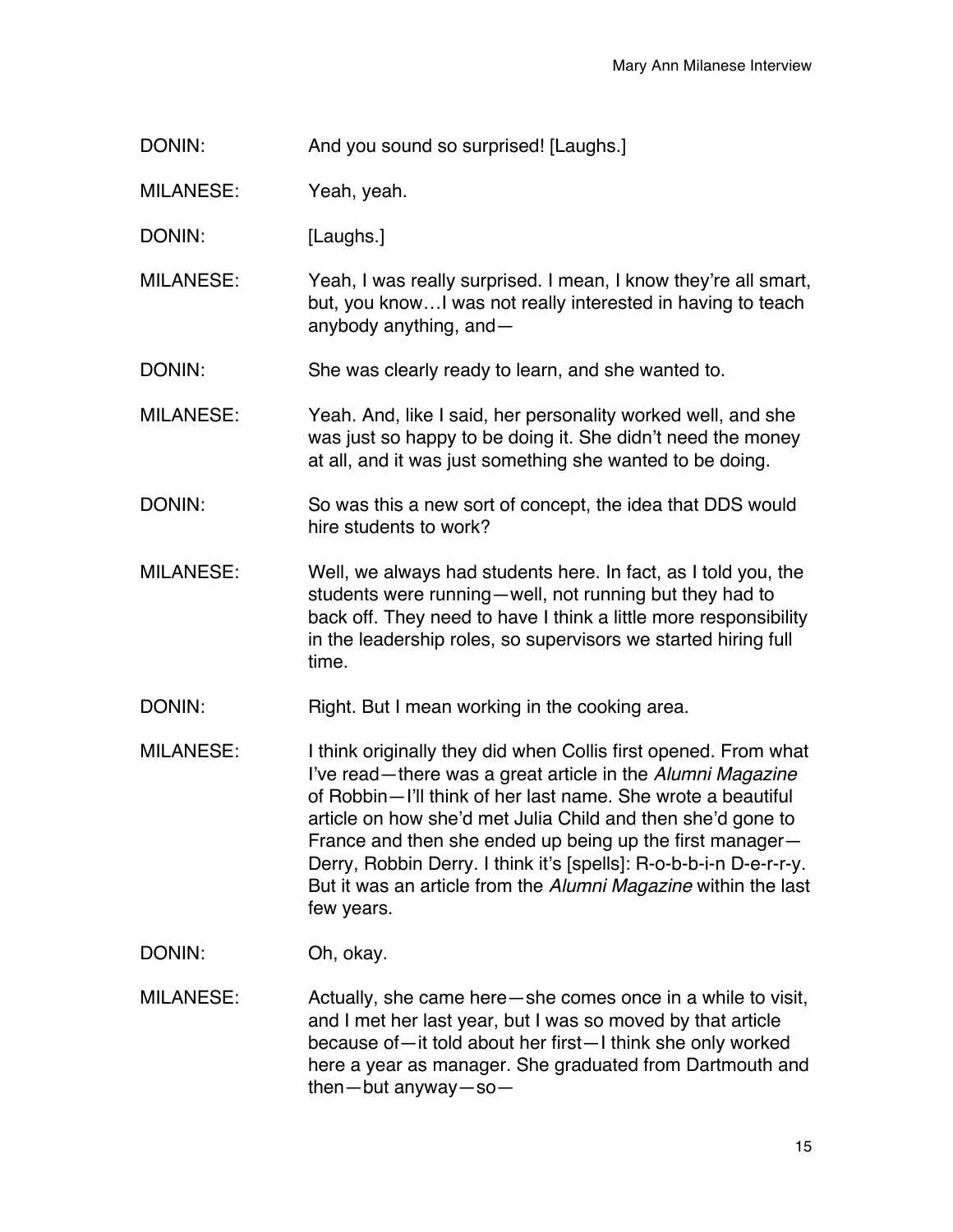DONIN: And you sound so surprised! [Laughs.]

MILANESE: Yeah, yeah.

DONIN: [Laughs.]

MILANESE: Yeah, I was really surprised. I mean, I know they're all smart, but, you know…I was not really interested in having to teach anybody anything, and—

DONIN: She was clearly ready to learn, and she wanted to.

MILANESE: Yeah. And, like I said, her personality worked well, and she was just so happy to be doing it. She didn't need the money at all, and it was just something she wanted to be doing.

DONIN: So was this a new sort of concept, the idea that DDS would hire students to work?

MILANESE: Well, we always had students here. In fact, as I told you, the students were running—well, not running but they had to back off. They need to have I think a little more responsibility in the leadership roles, so supervisors we started hiring full time.

DONIN: Right. But I mean working in the cooking area.

MILANESE: I think originally they did when Collis first opened. From what I've read—there was a great article in the *Alumni Magazine* of Robbin—I'll think of her last name. She wrote a beautiful article on how she'd met Julia Child and then she'd gone to France and then she ended up being up the first manager—Derry, Robbin Derry. I think it's [spells]: R-o-b-b-i-n D-e-r-r-y. But it was an article from the *Alumni Magazine* within the last few years.

DONIN: Oh, okay.

MILANESE: Actually, she came here—she comes once in a while to visit, and I met her last year, but I was so moved by that article because of—it told about her first—I think she only worked here a year as manager. She graduated from Dartmouth and then—but anyway—so—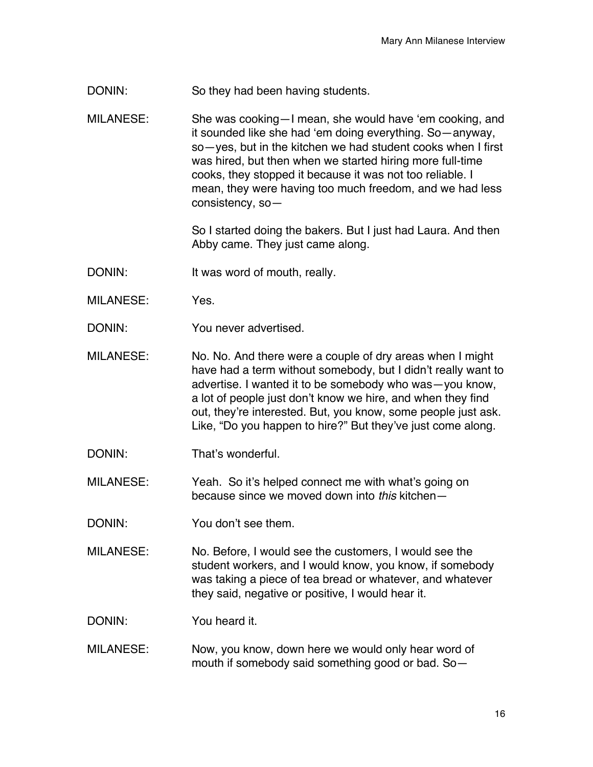DONIN: So they had been having students.

MILANESE: She was cooking—I mean, she would have 'em cooking, and it sounded like she had 'em doing everything. So—anyway, so—yes, but in the kitchen we had student cooks when I first was hired, but then when we started hiring more full-time cooks, they stopped it because it was not too reliable. I mean, they were having too much freedom, and we had less consistency, so—

So I started doing the bakers. But I just had Laura. And then Abby came. They just came along.

DONIN: It was word of mouth, really.

MILANESE: Yes.

DONIN: You never advertised.

MILANESE: No. No. And there were a couple of dry areas when I might have had a term without somebody, but I didn't really want to advertise. I wanted it to be somebody who was—you know, a lot of people just don't know we hire, and when they find out, they're interested. But, you know, some people just ask. Like, "Do you happen to hire?" But they've just come along.

DONIN: That's wonderful.

MILANESE: Yeah. So it's helped connect me with what's going on because since we moved down into *this* kitchen—

DONIN: You don't see them.

MILANESE: No. Before, I would see the customers, I would see the student workers, and I would know, you know, if somebody was taking a piece of tea bread or whatever, and whatever they said, negative or positive, I would hear it.

DONIN: You heard it.

MILANESE: Now, you know, down here we would only hear word of mouth if somebody said something good or bad. So—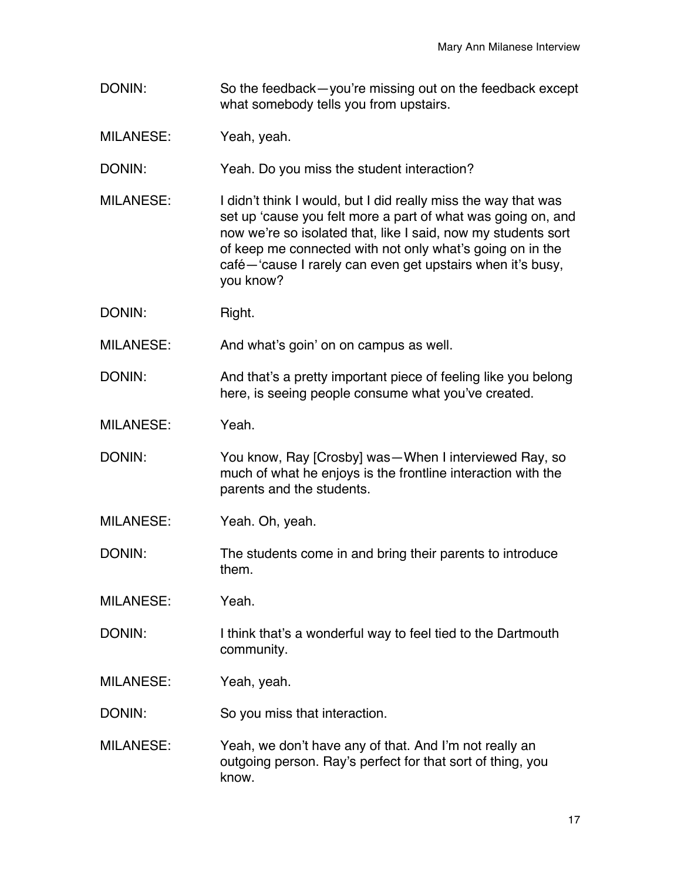DONIN: So the feedback—you're missing out on the feedback except what somebody tells you from upstairs.

MILANESE: Yeah, yeah.

DONIN: Yeah. Do you miss the student interaction?

MILANESE: I didn't think I would, but I did really miss the way that was set up 'cause you felt more a part of what was going on, and now we're so isolated that, like I said, now my students sort of keep me connected with not only what's going on in the café—'cause I rarely can even get upstairs when it's busy, you know?

DONIN: Right.

MILANESE: And what's goin' on on campus as well.

DONIN: And that's a pretty important piece of feeling like you belong here, is seeing people consume what you've created.

MILANESE: Yeah.

DONIN: You know, Ray [Crosby] was—When I interviewed Ray, so much of what he enjoys is the frontline interaction with the parents and the students.

MILANESE: Yeah. Oh, yeah.

DONIN: The students come in and bring their parents to introduce them.

MILANESE: Yeah.

DONIN: I think that's a wonderful way to feel tied to the Dartmouth community.

MILANESE: Yeah, yeah.

DONIN: So you miss that interaction.

MILANESE: Yeah, we don't have any of that. And I'm not really an outgoing person. Ray's perfect for that sort of thing, you know.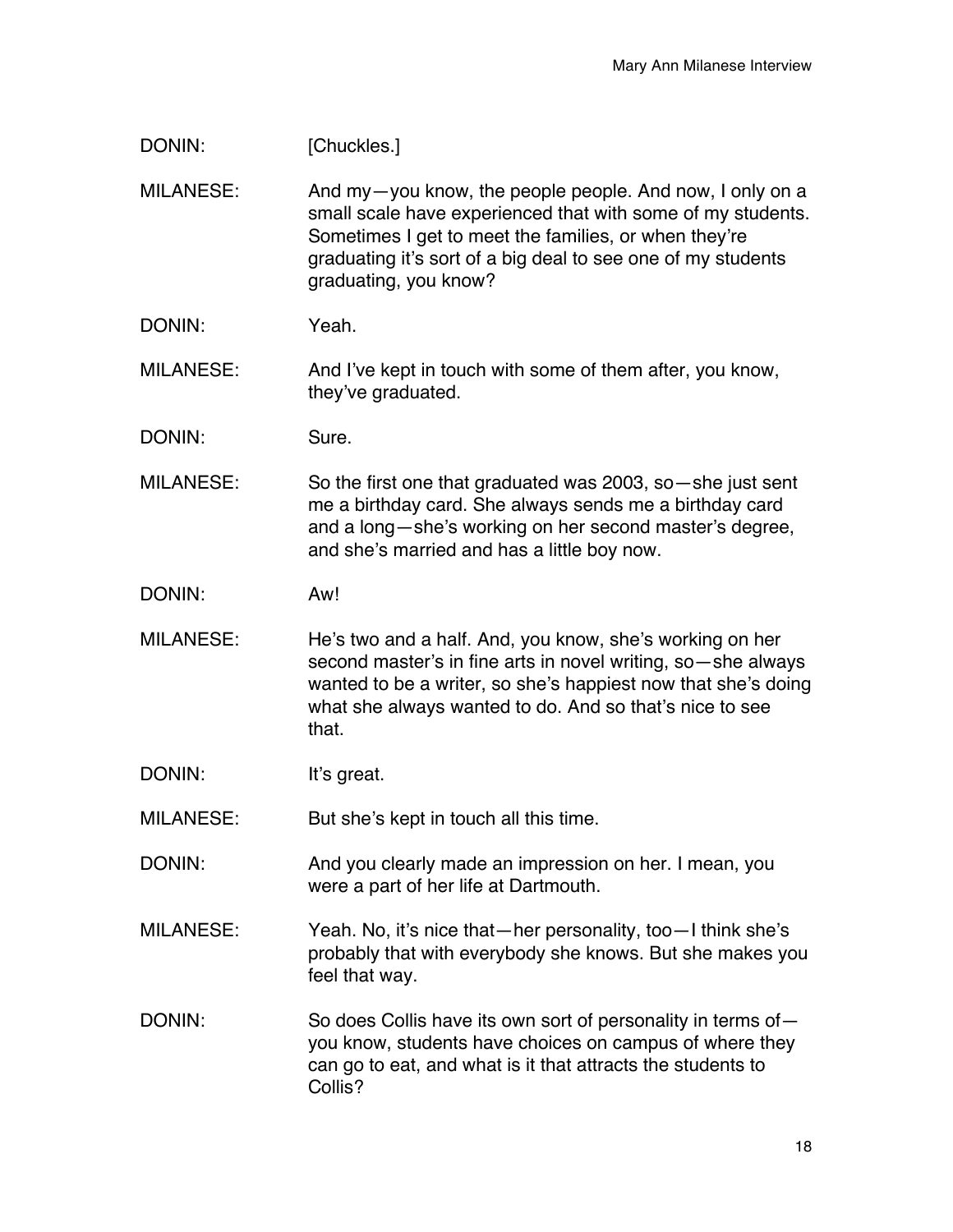DONIN: [Chuckles.]

MILANESE: And my—you know, the people people. And now, I only on a small scale have experienced that with some of my students. Sometimes I get to meet the families, or when they're graduating it's sort of a big deal to see one of my students graduating, you know?

DONIN: Yeah.

MILANESE: And I've kept in touch with some of them after, you know, they've graduated.

DONIN: Sure.

MILANESE: So the first one that graduated was 2003, so—she just sent me a birthday card. She always sends me a birthday card and a long—she's working on her second master's degree, and she's married and has a little boy now.

DONIN: Aw!

MILANESE: He's two and a half. And, you know, she's working on her second master's in fine arts in novel writing, so—she always wanted to be a writer, so she's happiest now that she's doing what she always wanted to do. And so that's nice to see that.

DONIN: It's great.

MILANESE: But she's kept in touch all this time.

DONIN: And you clearly made an impression on her. I mean, you were a part of her life at Dartmouth.

MILANESE: Yeah. No, it's nice that—her personality, too—I think she's probably that with everybody she knows. But she makes you feel that way.

DONIN: So does Collis have its own sort of personality in terms of—you know, students have choices on campus of where they can go to eat, and what is it that attracts the students to Collis?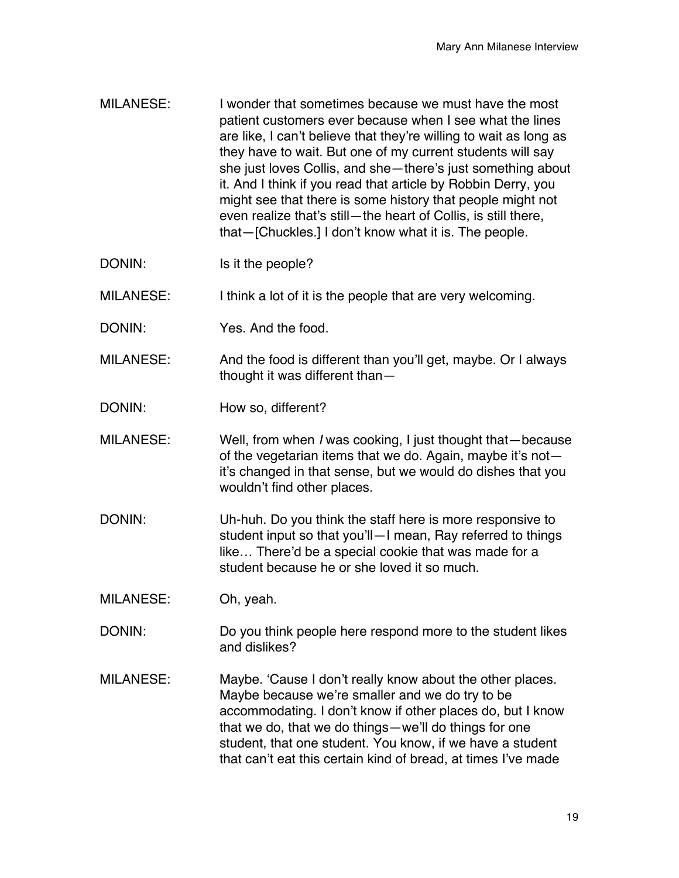MILANESE: I wonder that sometimes because we must have the most patient customers ever because when I see what the lines are like, I can't believe that they're willing to wait as long as they have to wait. But one of my current students will say she just loves Collis, and she—there's just something about it. And I think if you read that article by Robbin Derry, you might see that there is some history that people might not even realize that's still—the heart of Collis, is still there, that—[Chuckles.] I don't know what it is. The people.

DONIN: Is it the people?

MILANESE: I think a lot of it is the people that are very welcoming.

DONIN: Yes. And the food.

MILANESE: And the food is different than you'll get, maybe. Or I always thought it was different than—

DONIN: How so, different?

MILANESE: Well, from when *I* was cooking, I just thought that—because of the vegetarian items that we do. Again, maybe it's not—it's changed in that sense, but we would do dishes that you wouldn't find other places.

DONIN: Uh-huh. Do you think the staff here is more responsive to student input so that you'll—I mean, Ray referred to things like… There'd be a special cookie that was made for a student because he or she loved it so much.

MILANESE: Oh, yeah.

DONIN: Do you think people here respond more to the student likes and dislikes?

MILANESE: Maybe. 'Cause I don't really know about the other places. Maybe because we're smaller and we do try to be accommodating. I don't know if other places do, but I know that we do, that we do things—we'll do things for one student, that one student. You know, if we have a student that can't eat this certain kind of bread, at times I've made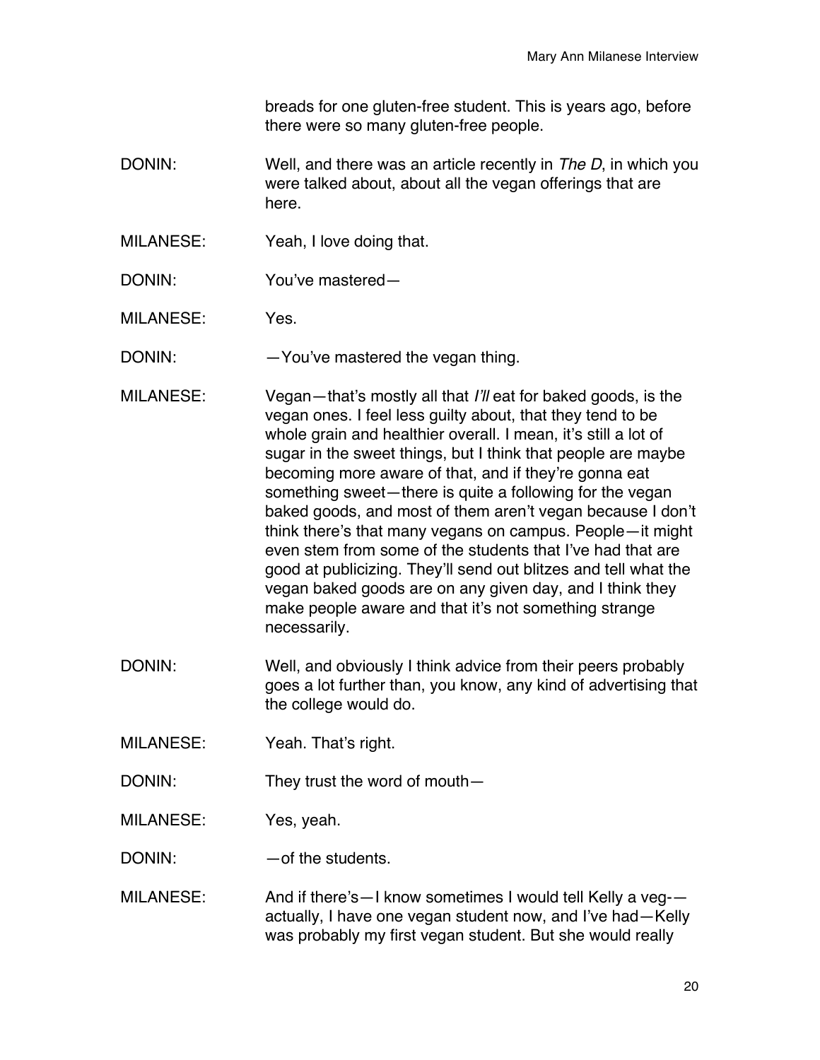breads for one gluten-free student. This is years ago, before there were so many gluten-free people.

DONIN: Well, and there was an article recently in *The D*, in which you were talked about, about all the vegan offerings that are here.

MILANESE: Yeah, I love doing that.

DONIN: You've mastered—

MILANESE: Yes.

DONIN: —You've mastered the vegan thing.

MILANESE: Vegan—that's mostly all that *I'll* eat for baked goods, is the vegan ones. I feel less guilty about, that they tend to be whole grain and healthier overall. I mean, it's still a lot of sugar in the sweet things, but I think that people are maybe becoming more aware of that, and if they're gonna eat something sweet—there is quite a following for the vegan baked goods, and most of them aren't vegan because I don't think there's that many vegans on campus. People—it might even stem from some of the students that I've had that are good at publicizing. They'll send out blitzes and tell what the vegan baked goods are on any given day, and I think they make people aware and that it's not something strange necessarily.

DONIN: Well, and obviously I think advice from their peers probably goes a lot further than, you know, any kind of advertising that the college would do.

MILANESE: Yeah. That's right.

DONIN: They trust the word of mouth—

MILANESE: Yes, yeah.

DONIN: —of the students.

MILANESE: And if there's—I know sometimes I would tell Kelly a veg-—actually, I have one vegan student now, and I've had—Kelly was probably my first vegan student. But she would really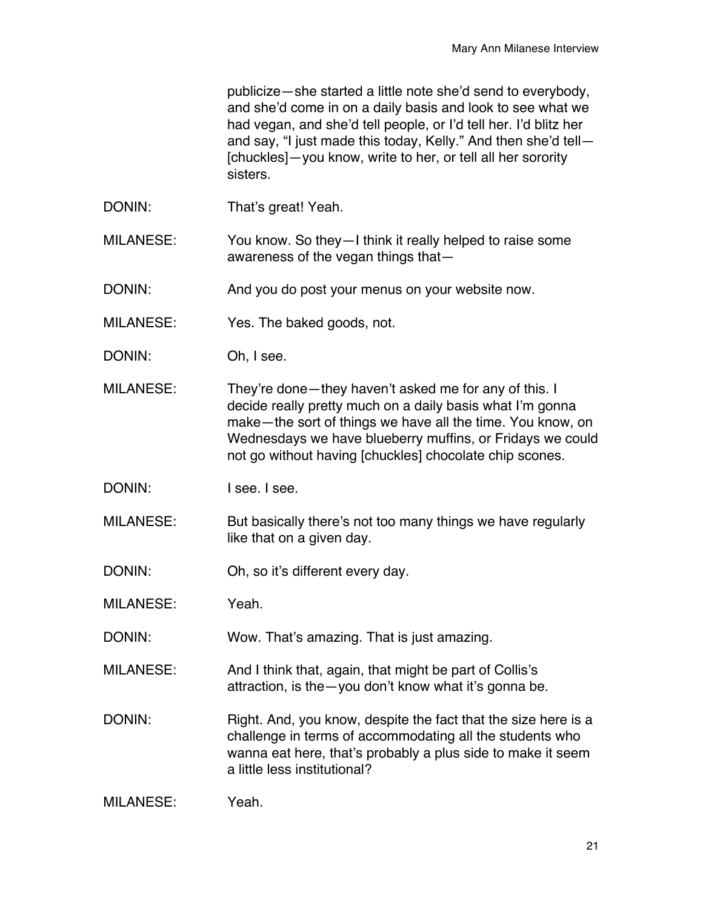publicize—she started a little note she'd send to everybody, and she'd come in on a daily basis and look to see what we had vegan, and she'd tell people, or I'd tell her. I'd blitz her and say, "I just made this today, Kelly." And then she'd tell—[chuckles]—you know, write to her, or tell all her sorority sisters.

DONIN: That's great! Yeah.

MILANESE: You know. So they—I think it really helped to raise some awareness of the vegan things that—

DONIN: And you do post your menus on your website now.

MILANESE: Yes. The baked goods, not.

DONIN: Oh, I see.

MILANESE: They're done—they haven't asked me for any of this. I decide really pretty much on a daily basis what I'm gonna make—the sort of things we have all the time. You know, on Wednesdays we have blueberry muffins, or Fridays we could not go without having [chuckles] chocolate chip scones.

DONIN: I see. I see.

MILANESE: But basically there's not too many things we have regularly like that on a given day.

DONIN: Oh, so it's different every day.

MILANESE: Yeah.

DONIN: Wow. That's amazing. That is just amazing.

MILANESE: And I think that, again, that might be part of Collis's attraction, is the—you don't know what it's gonna be.

DONIN: Right. And, you know, despite the fact that the size here is a challenge in terms of accommodating all the students who wanna eat here, that's probably a plus side to make it seem a little less institutional?

MILANESE: Yeah.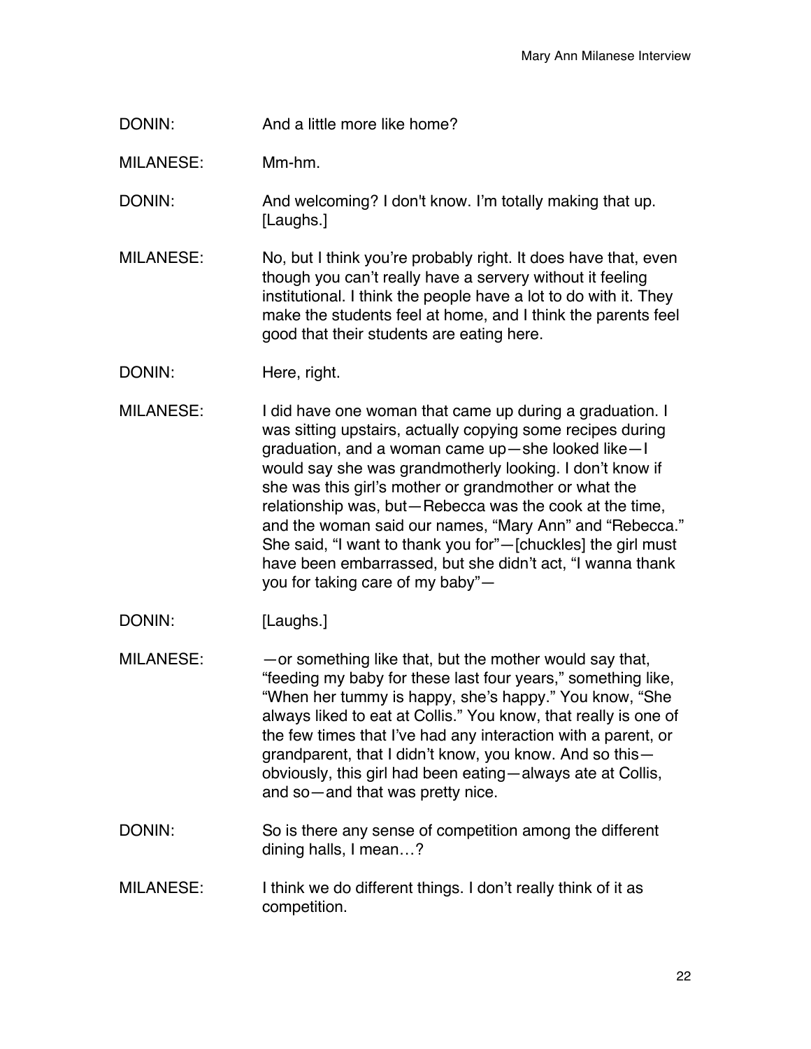DONIN: And a little more like home?

MILANESE: Mm-hm.

DONIN: And welcoming? I don't know. I'm totally making that up. [Laughs.]

MILANESE: No, but I think you're probably right. It does have that, even though you can't really have a servery without it feeling institutional. I think the people have a lot to do with it. They make the students feel at home, and I think the parents feel good that their students are eating here.

DONIN: Here, right.

MILANESE: I did have one woman that came up during a graduation. I was sitting upstairs, actually copying some recipes during graduation, and a woman came up—she looked like—I would say she was grandmotherly looking. I don't know if she was this girl's mother or grandmother or what the relationship was, but—Rebecca was the cook at the time, and the woman said our names, "Mary Ann" and "Rebecca." She said, "I want to thank you for"—[chuckles] the girl must have been embarrassed, but she didn't act, "I wanna thank you for taking care of my baby"—

DONIN: [Laughs.]

MILANESE: —or something like that, but the mother would say that, "feeding my baby for these last four years," something like, "When her tummy is happy, she's happy." You know, "She always liked to eat at Collis." You know, that really is one of the few times that I've had any interaction with a parent, or grandparent, that I didn't know, you know. And so this—obviously, this girl had been eating—always ate at Collis, and so—and that was pretty nice.

DONIN: So is there any sense of competition among the different dining halls, I mean…?

MILANESE: I think we do different things. I don't really think of it as competition.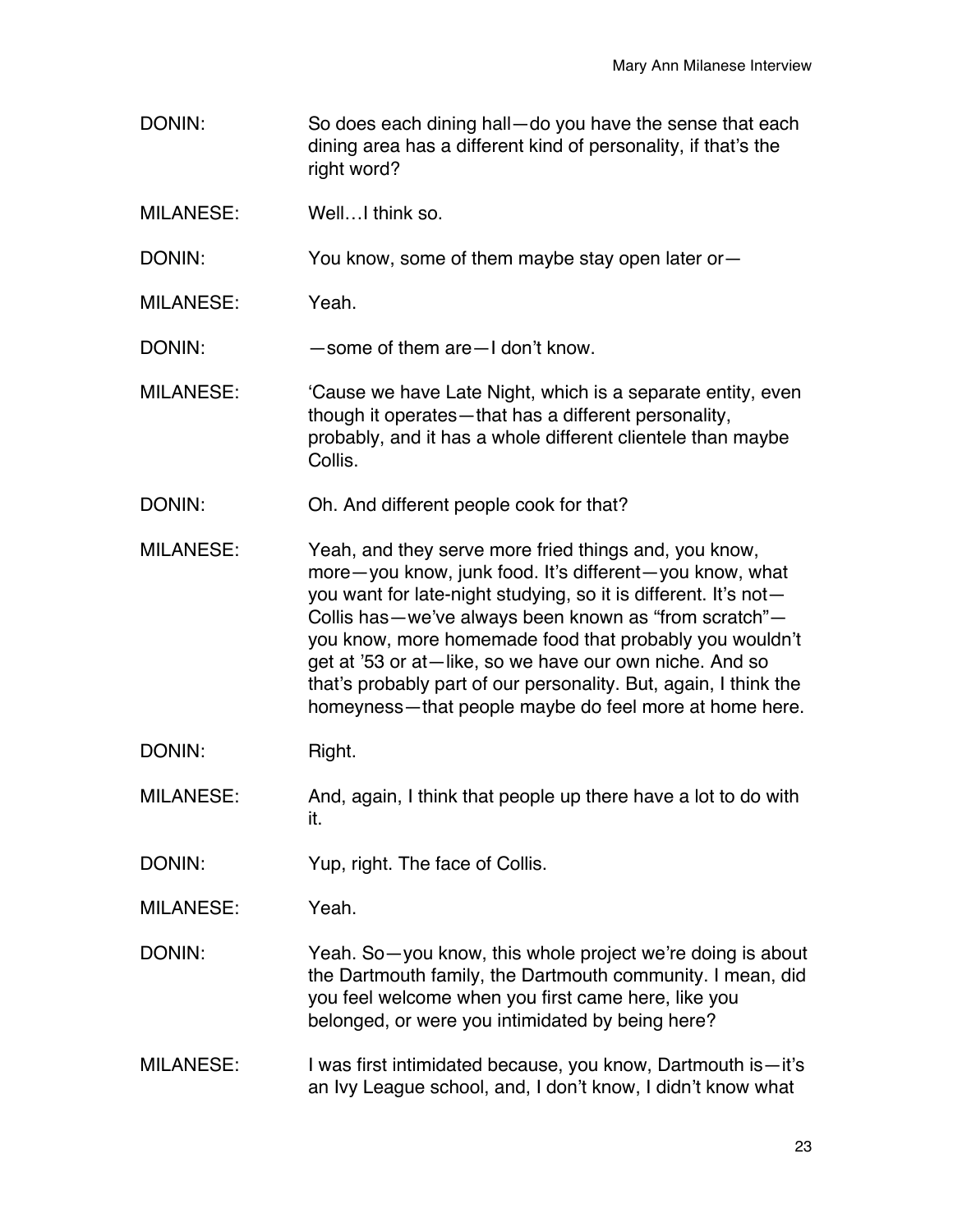DONIN: So does each dining hall—do you have the sense that each dining area has a different kind of personality, if that's the right word?

MILANESE: Well…I think so.

DONIN: You know, some of them maybe stay open later or—

MILANESE: Yeah.

DONIN: —some of them are—I don't know.

MILANESE: 'Cause we have Late Night, which is a separate entity, even though it operates—that has a different personality, probably, and it has a whole different clientele than maybe Collis.

DONIN: Oh. And different people cook for that?

MILANESE: Yeah, and they serve more fried things and, you know, more—you know, junk food. It's different—you know, what you want for late-night studying, so it is different. It's not—Collis has—we've always been known as "from scratch"—you know, more homemade food that probably you wouldn't get at '53 or at—like, so we have our own niche. And so that's probably part of our personality. But, again, I think the homeyness—that people maybe do feel more at home here.

DONIN: Right.

MILANESE: And, again, I think that people up there have a lot to do with it.

DONIN: Yup, right. The face of Collis.

MILANESE: Yeah.

DONIN: Yeah. So—you know, this whole project we're doing is about the Dartmouth family, the Dartmouth community. I mean, did you feel welcome when you first came here, like you belonged, or were you intimidated by being here?

MILANESE: I was first intimidated because, you know, Dartmouth is—it's an Ivy League school, and, I don't know, I didn't know what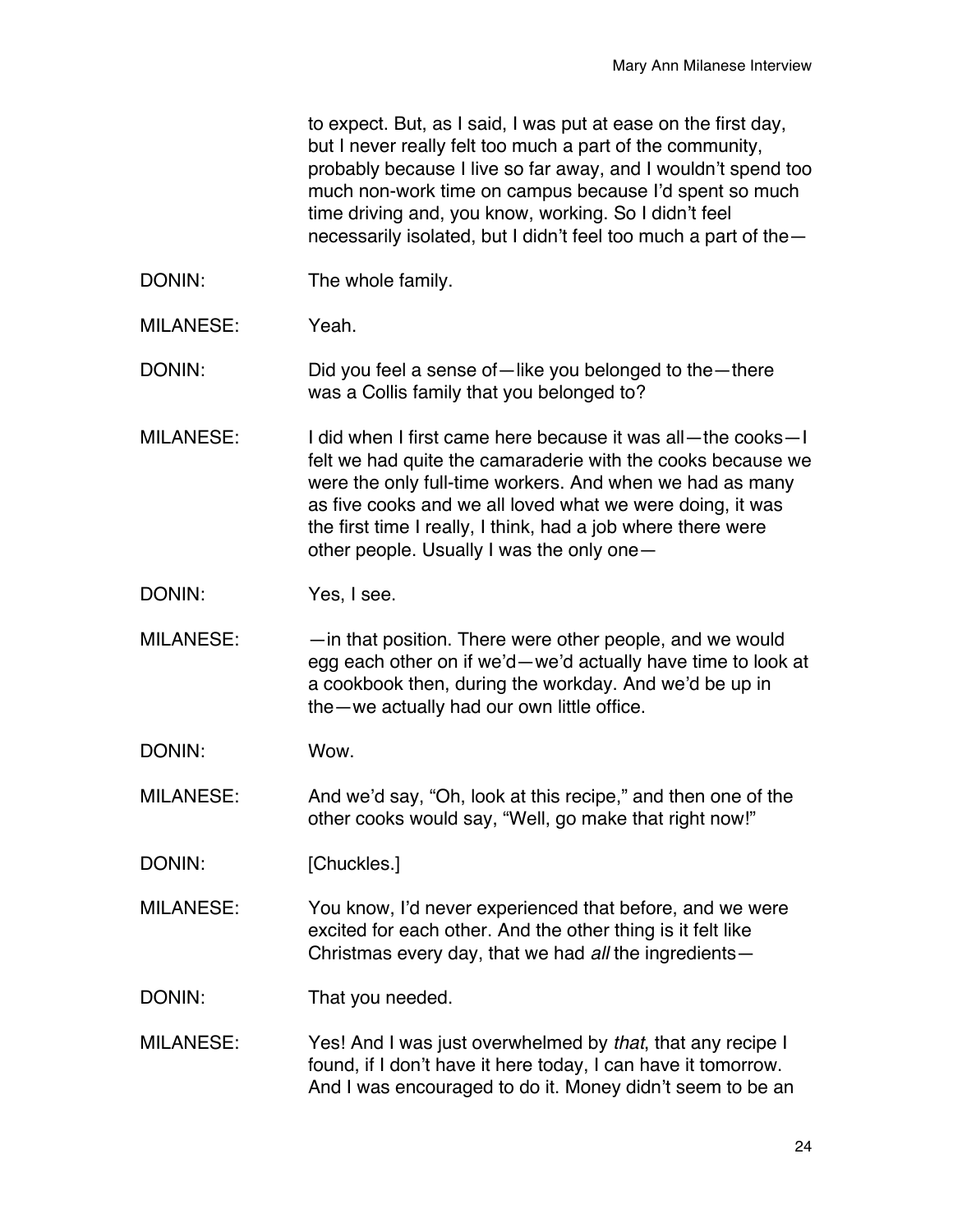to expect. But, as I said, I was put at ease on the first day, but I never really felt too much a part of the community, probably because I live so far away, and I wouldn't spend too much non-work time on campus because I'd spent so much time driving and, you know, working. So I didn't feel necessarily isolated, but I didn't feel too much a part of the—

DONIN: The whole family.

MILANESE: Yeah.

DONIN: Did you feel a sense of—like you belonged to the—there was a Collis family that you belonged to?

MILANESE: I did when I first came here because it was all—the cooks—I felt we had quite the camaraderie with the cooks because we were the only full-time workers. And when we had as many as five cooks and we all loved what we were doing, it was the first time I really, I think, had a job where there were other people. Usually I was the only one—

DONIN: Yes, I see.

MILANESE: —in that position. There were other people, and we would egg each other on if we'd—we'd actually have time to look at a cookbook then, during the workday. And we'd be up in the—we actually had our own little office.

DONIN: Wow.

MILANESE: And we'd say, "Oh, look at this recipe," and then one of the other cooks would say, "Well, go make that right now!"

DONIN: [Chuckles.]

MILANESE: You know, I'd never experienced that before, and we were excited for each other. And the other thing is it felt like Christmas every day, that we had *all* the ingredients—

DONIN: That you needed.

MILANESE: Yes! And I was just overwhelmed by *that*, that any recipe I found, if I don't have it here today, I can have it tomorrow. And I was encouraged to do it. Money didn't seem to be an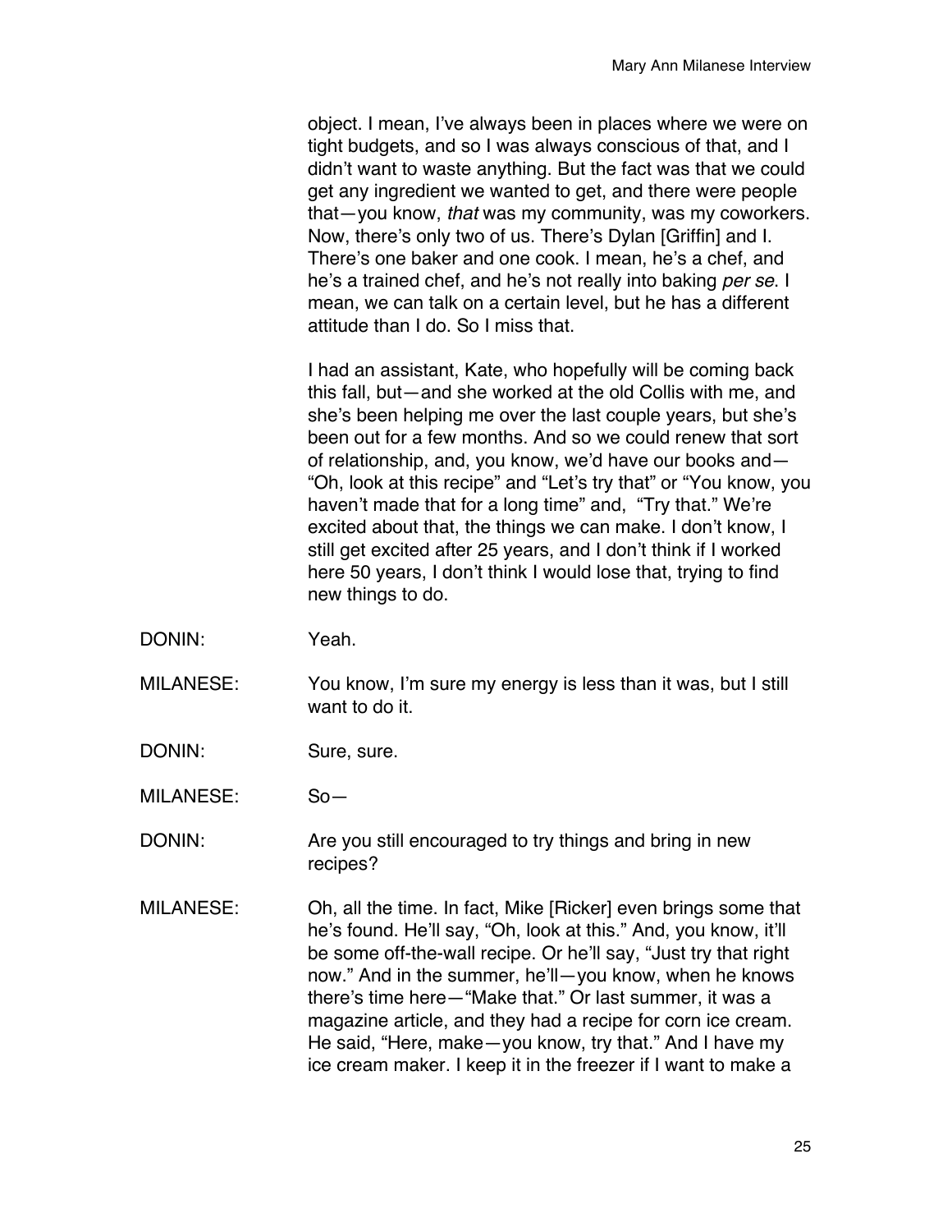object. I mean, I've always been in places where we were on tight budgets, and so I was always conscious of that, and I didn't want to waste anything. But the fact was that we could get any ingredient we wanted to get, and there were people that—you know, *that* was my community, was my coworkers. Now, there's only two of us. There's Dylan [Griffin] and I. There's one baker and one cook. I mean, he's a chef, and he's a trained chef, and he's not really into baking *per se*. I mean, we can talk on a certain level, but he has a different attitude than I do. So I miss that.

I had an assistant, Kate, who hopefully will be coming back this fall, but—and she worked at the old Collis with me, and she's been helping me over the last couple years, but she's been out for a few months. And so we could renew that sort of relationship, and, you know, we'd have our books and—"Oh, look at this recipe" and "Let's try that" or "You know, you haven't made that for a long time" and, "Try that." We're excited about that, the things we can make. I don't know, I still get excited after 25 years, and I don't think if I worked here 50 years, I don't think I would lose that, trying to find new things to do.

DONIN: Yeah.

MILANESE: You know, I'm sure my energy is less than it was, but I still want to do it.

DONIN: Sure, sure.

MILANESE: So—

DONIN: Are you still encouraged to try things and bring in new recipes?

MILANESE: Oh, all the time. In fact, Mike [Ricker] even brings some that he's found. He'll say, "Oh, look at this." And, you know, it'll be some off-the-wall recipe. Or he'll say, "Just try that right now." And in the summer, he'll—you know, when he knows there's time here—"Make that." Or last summer, it was a magazine article, and they had a recipe for corn ice cream. He said, "Here, make—you know, try that." And I have my ice cream maker. I keep it in the freezer if I want to make a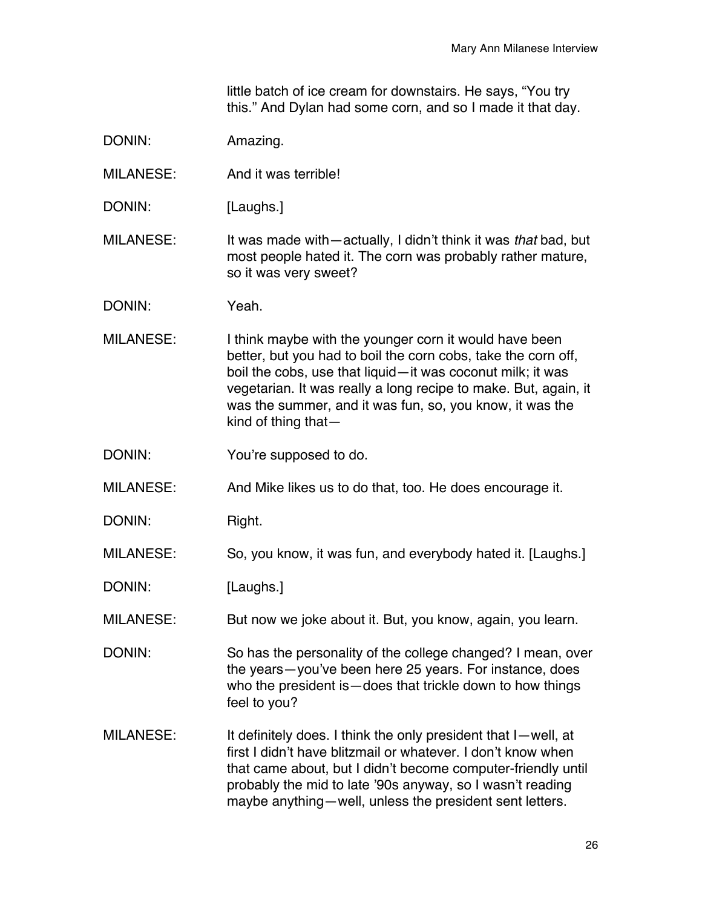little batch of ice cream for downstairs. He says, "You try this." And Dylan had some corn, and so I made it that day.

DONIN: Amazing.

MILANESE: And it was terrible!

DONIN: [Laughs.]

MILANESE: It was made with—actually, I didn't think it was *that* bad, but most people hated it. The corn was probably rather mature, so it was very sweet?

DONIN: Yeah.

MILANESE: I think maybe with the younger corn it would have been better, but you had to boil the corn cobs, take the corn off, boil the cobs, use that liquid—it was coconut milk; it was vegetarian. It was really a long recipe to make. But, again, it was the summer, and it was fun, so, you know, it was the kind of thing that—

DONIN: You're supposed to do.

MILANESE: And Mike likes us to do that, too. He does encourage it.

DONIN: Right.

MILANESE: So, you know, it was fun, and everybody hated it. [Laughs.]

DONIN: [Laughs.]

MILANESE: But now we joke about it. But, you know, again, you learn.

DONIN: So has the personality of the college changed? I mean, over the years—you've been here 25 years. For instance, does who the president is—does that trickle down to how things feel to you?

MILANESE: It definitely does. I think the only president that I—well, at first I didn't have blitzmail or whatever. I don't know when that came about, but I didn't become computer-friendly until probably the mid to late '90s anyway, so I wasn't reading maybe anything—well, unless the president sent letters.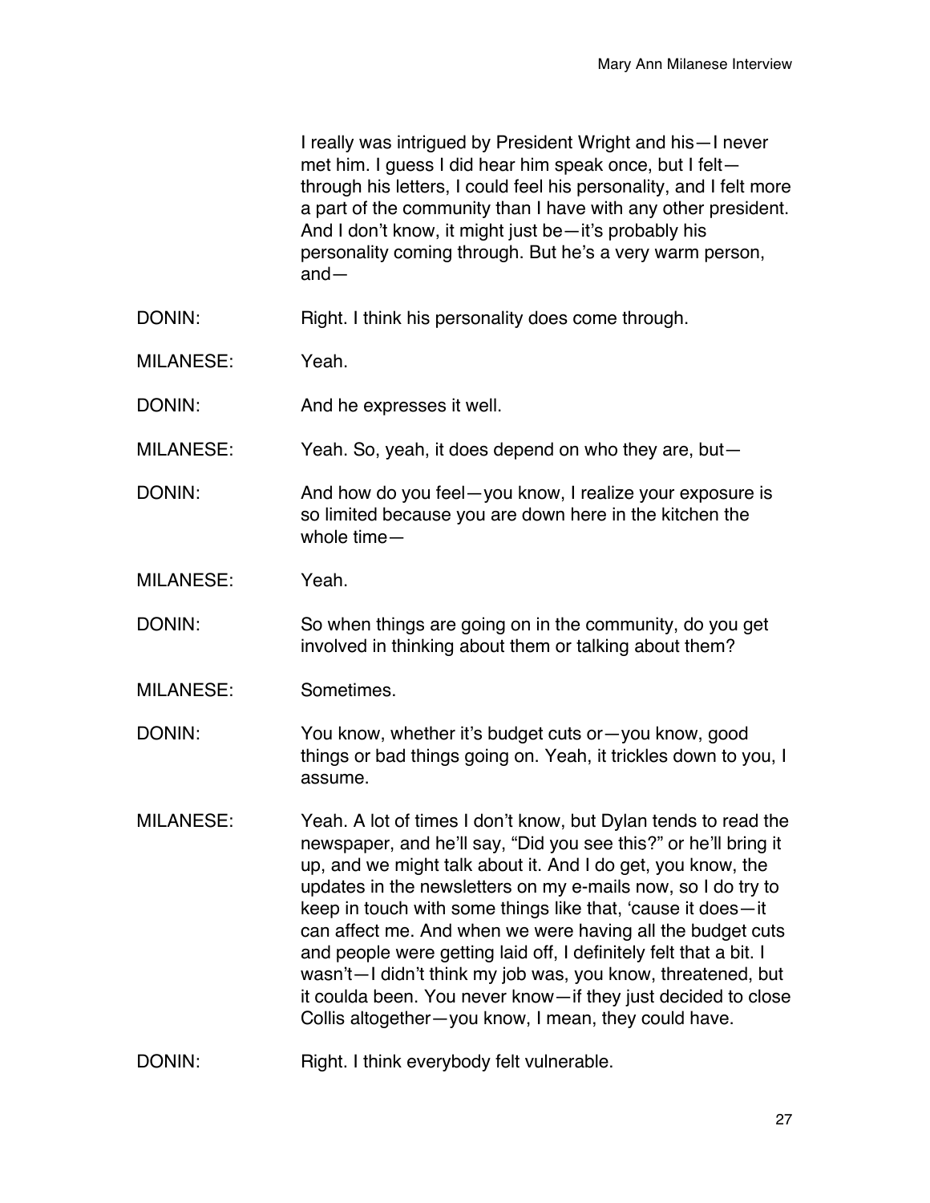I really was intrigued by President Wright and his—I never met him. I guess I did hear him speak once, but I felt—through his letters, I could feel his personality, and I felt more a part of the community than I have with any other president. And I don't know, it might just be—it's probably his personality coming through. But he's a very warm person, and—

DONIN: Right. I think his personality does come through.

MILANESE: Yeah.

DONIN: And he expresses it well.

MILANESE: Yeah. So, yeah, it does depend on who they are, but—

DONIN: And how do you feel—you know, I realize your exposure is so limited because you are down here in the kitchen the whole time—

MILANESE: Yeah.

DONIN: So when things are going on in the community, do you get involved in thinking about them or talking about them?

MILANESE: Sometimes.

DONIN: You know, whether it's budget cuts or—you know, good things or bad things going on. Yeah, it trickles down to you, I assume.

MILANESE: Yeah. A lot of times I don't know, but Dylan tends to read the newspaper, and he'll say, "Did you see this?" or he'll bring it up, and we might talk about it. And I do get, you know, the updates in the newsletters on my e-mails now, so I do try to keep in touch with some things like that, 'cause it does—it can affect me. And when we were having all the budget cuts and people were getting laid off, I definitely felt that a bit. I wasn't—I didn't think my job was, you know, threatened, but it coulda been. You never know—if they just decided to close Collis altogether—you know, I mean, they could have.

DONIN: Right. I think everybody felt vulnerable.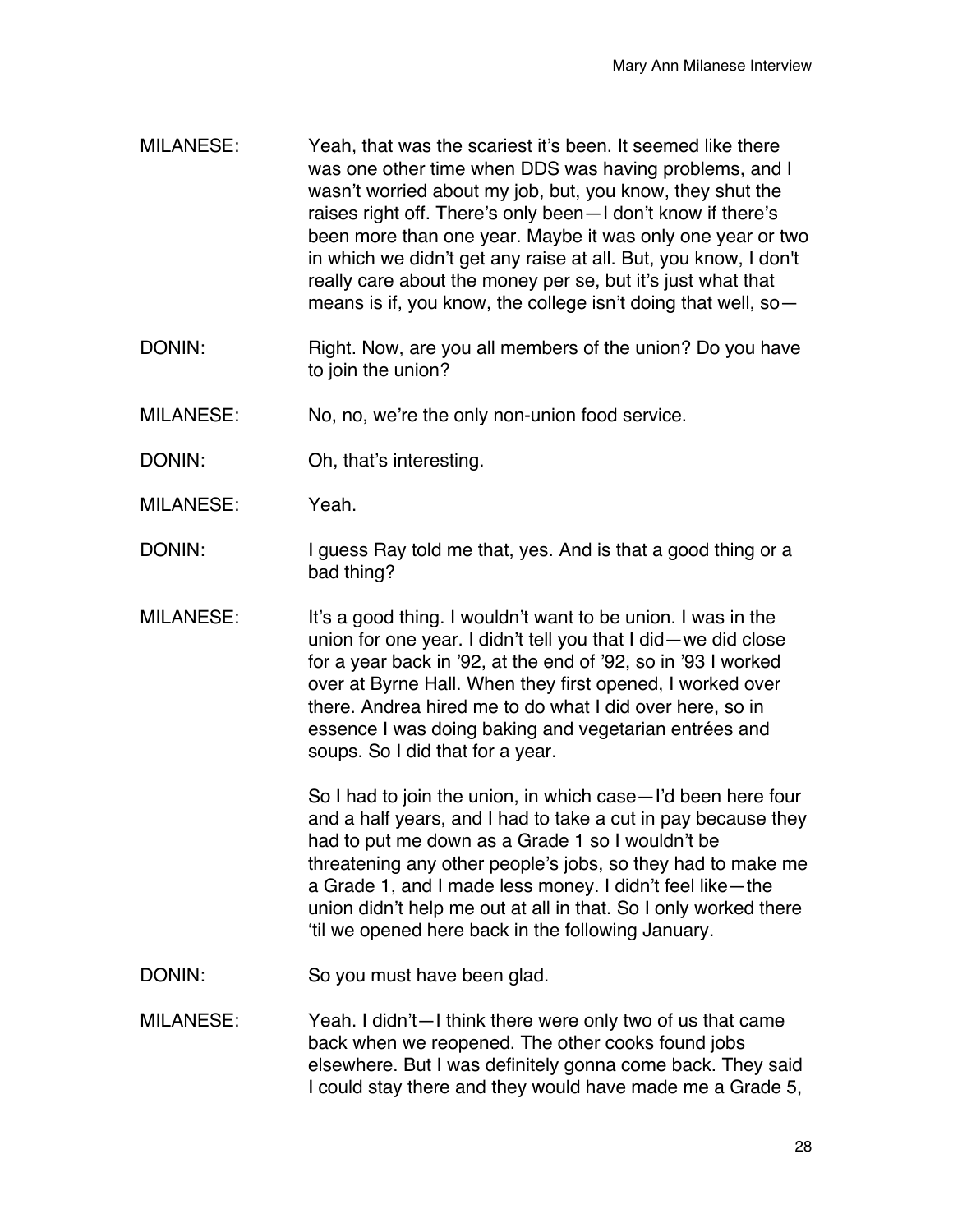MILANESE: Yeah, that was the scariest it's been. It seemed like there was one other time when DDS was having problems, and I wasn't worried about my job, but, you know, they shut the raises right off. There's only been—I don't know if there's been more than one year. Maybe it was only one year or two in which we didn't get any raise at all. But, you know, I don't really care about the money per se, but it's just what that means is if, you know, the college isn't doing that well, so—

DONIN: Right. Now, are you all members of the union? Do you have to join the union?

MILANESE: No, no, we're the only non-union food service.

DONIN: Oh, that's interesting.

MILANESE: Yeah.

DONIN: I guess Ray told me that, yes. And is that a good thing or a bad thing?

MILANESE: It's a good thing. I wouldn't want to be union. I was in the union for one year. I didn't tell you that I did—we did close for a year back in '92, at the end of '92, so in '93 I worked over at Byrne Hall. When they first opened, I worked over there. Andrea hired me to do what I did over here, so in essence I was doing baking and vegetarian entrées and soups. So I did that for a year.

So I had to join the union, in which case—I'd been here four and a half years, and I had to take a cut in pay because they had to put me down as a Grade 1 so I wouldn't be threatening any other people's jobs, so they had to make me a Grade 1, and I made less money. I didn't feel like—the union didn't help me out at all in that. So I only worked there 'til we opened here back in the following January.

DONIN: So you must have been glad.

MILANESE: Yeah. I didn't—I think there were only two of us that came back when we reopened. The other cooks found jobs elsewhere. But I was definitely gonna come back. They said I could stay there and they would have made me a Grade 5,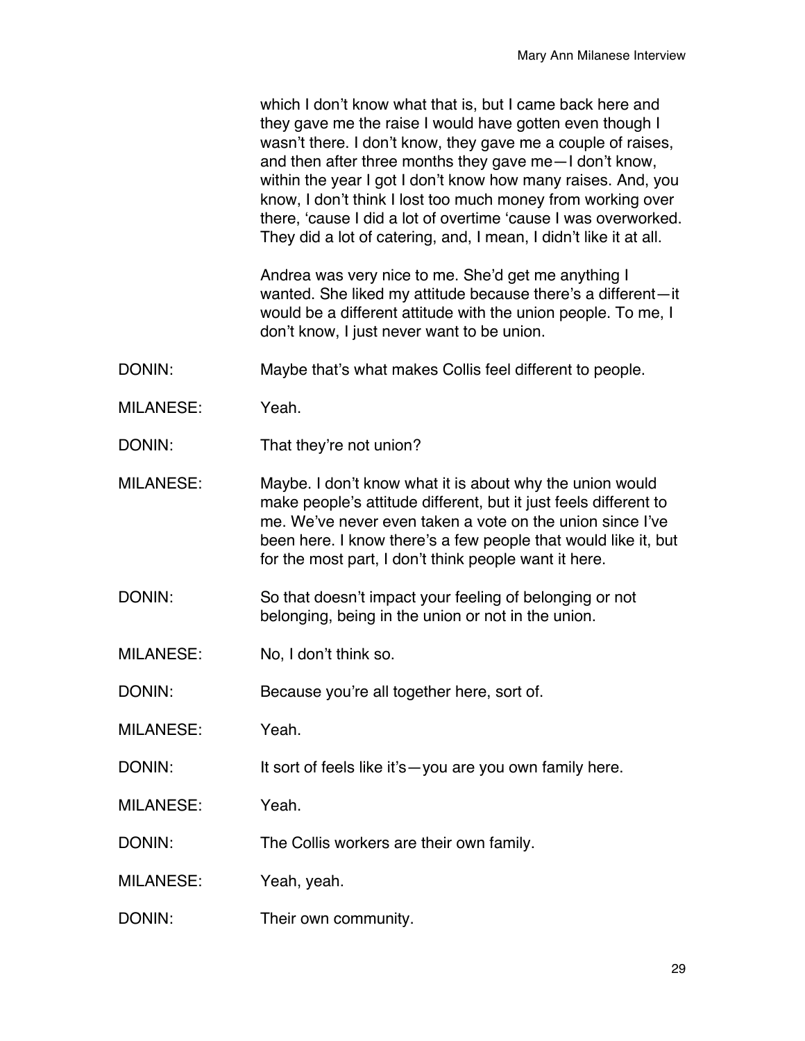which I don't know what that is, but I came back here and they gave me the raise I would have gotten even though I wasn't there. I don't know, they gave me a couple of raises, and then after three months they gave me—I don't know, within the year I got I don't know how many raises. And, you know, I don't think I lost too much money from working over there, 'cause I did a lot of overtime 'cause I was overworked. They did a lot of catering, and, I mean, I didn't like it at all.

Andrea was very nice to me. She'd get me anything I wanted. She liked my attitude because there's a different—it would be a different attitude with the union people. To me, I don't know, I just never want to be union.

DONIN: Maybe that's what makes Collis feel different to people.

MILANESE: Yeah.

DONIN: That they're not union?

MILANESE: Maybe. I don't know what it is about why the union would make people's attitude different, but it just feels different to me. We've never even taken a vote on the union since I've been here. I know there's a few people that would like it, but for the most part, I don't think people want it here.

DONIN: So that doesn't impact your feeling of belonging or not belonging, being in the union or not in the union.

MILANESE: No, I don't think so.

DONIN: Because you're all together here, sort of.

MILANESE: Yeah.

DONIN: It sort of feels like it's—you are you own family here.

MILANESE: Yeah.

DONIN: The Collis workers are their own family.

MILANESE: Yeah, yeah.

DONIN: Their own community.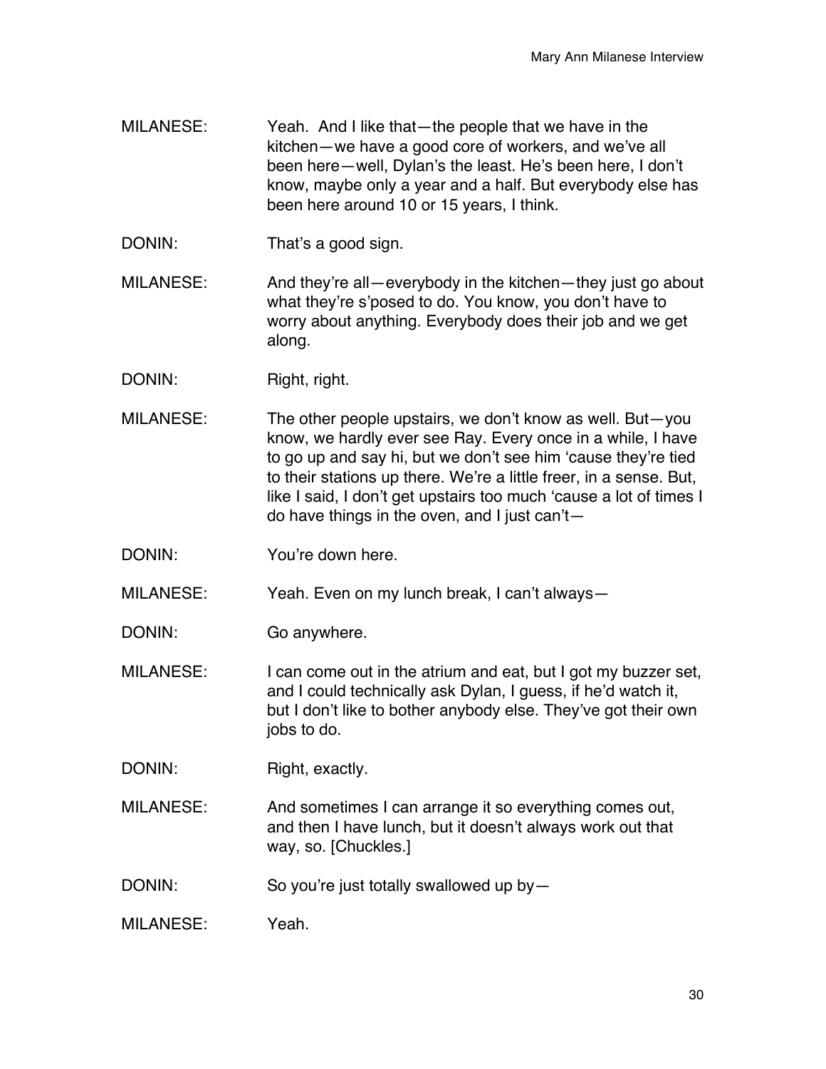MILANESE: Yeah. And I like that—the people that we have in the kitchen—we have a good core of workers, and we've all been here—well, Dylan's the least. He's been here, I don't know, maybe only a year and a half. But everybody else has been here around 10 or 15 years, I think.

DONIN: That's a good sign.

MILANESE: And they're all—everybody in the kitchen—they just go about what they're s'posed to do. You know, you don't have to worry about anything. Everybody does their job and we get along.

DONIN: Right, right.

MILANESE: The other people upstairs, we don't know as well. But—you know, we hardly ever see Ray. Every once in a while, I have to go up and say hi, but we don't see him 'cause they're tied to their stations up there. We're a little freer, in a sense. But, like I said, I don't get upstairs too much 'cause a lot of times I do have things in the oven, and I just can't—

DONIN: You're down here.

MILANESE: Yeah. Even on my lunch break, I can't always—

DONIN: Go anywhere.

MILANESE: I can come out in the atrium and eat, but I got my buzzer set, and I could technically ask Dylan, I guess, if he'd watch it, but I don't like to bother anybody else. They've got their own jobs to do.

DONIN: Right, exactly.

MILANESE: And sometimes I can arrange it so everything comes out, and then I have lunch, but it doesn't always work out that way, so. [Chuckles.]

DONIN: So you're just totally swallowed up by—

MILANESE: Yeah.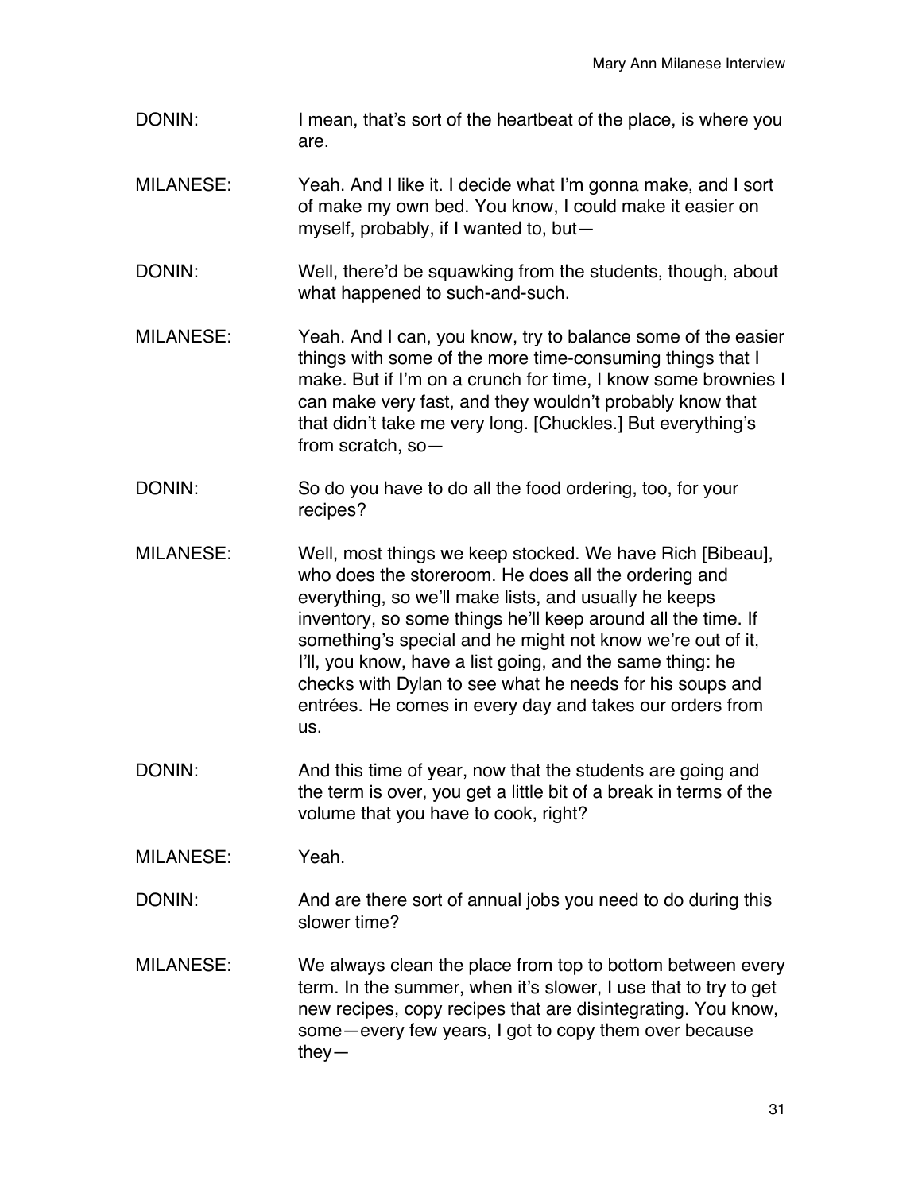DONIN: I mean, that's sort of the heartbeat of the place, is where you are.

MILANESE: Yeah. And I like it. I decide what I'm gonna make, and I sort of make my own bed. You know, I could make it easier on myself, probably, if I wanted to, but—

DONIN: Well, there'd be squawking from the students, though, about what happened to such-and-such.

MILANESE: Yeah. And I can, you know, try to balance some of the easier things with some of the more time-consuming things that I make. But if I'm on a crunch for time, I know some brownies I can make very fast, and they wouldn't probably know that that didn't take me very long. [Chuckles.] But everything's from scratch, so—

DONIN: So do you have to do all the food ordering, too, for your recipes?

MILANESE: Well, most things we keep stocked. We have Rich [Bibeau], who does the storeroom. He does all the ordering and everything, so we'll make lists, and usually he keeps inventory, so some things he'll keep around all the time. If something's special and he might not know we're out of it, I'll, you know, have a list going, and the same thing: he checks with Dylan to see what he needs for his soups and entrées. He comes in every day and takes our orders from us.

DONIN: And this time of year, now that the students are going and the term is over, you get a little bit of a break in terms of the volume that you have to cook, right?

MILANESE: Yeah.

DONIN: And are there sort of annual jobs you need to do during this slower time?

MILANESE: We always clean the place from top to bottom between every term. In the summer, when it's slower, I use that to try to get new recipes, copy recipes that are disintegrating. You know, some—every few years, I got to copy them over because they—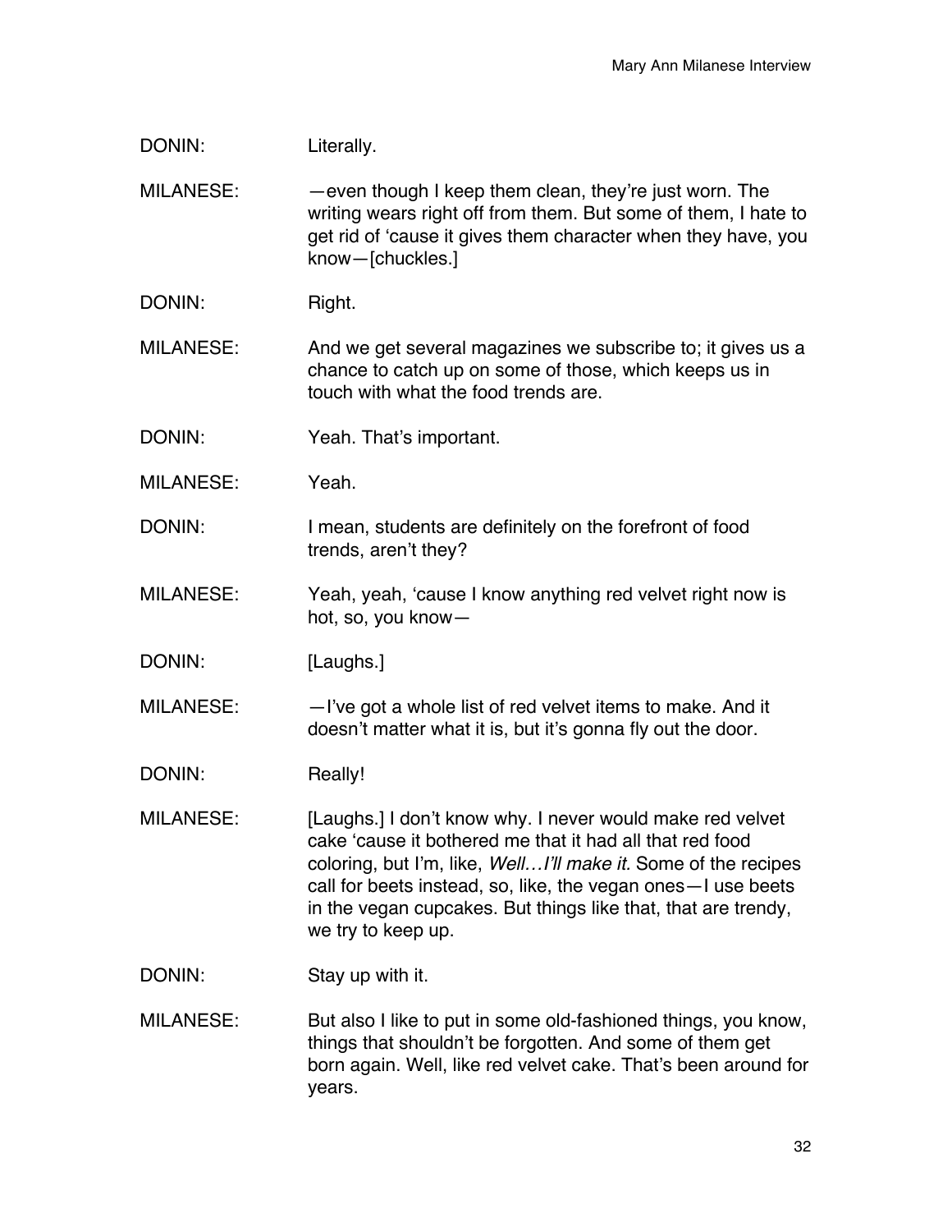DONIN: Literally.

MILANESE: —even though I keep them clean, they're just worn. The writing wears right off from them. But some of them, I hate to get rid of 'cause it gives them character when they have, you know—[chuckles.]

DONIN: Right.

MILANESE: And we get several magazines we subscribe to; it gives us a chance to catch up on some of those, which keeps us in touch with what the food trends are.

DONIN: Yeah. That's important.

MILANESE: Yeah.

DONIN: I mean, students are definitely on the forefront of food trends, aren't they?

MILANESE: Yeah, yeah, 'cause I know anything red velvet right now is hot, so, you know—

DONIN: [Laughs.]

MILANESE: —I've got a whole list of red velvet items to make. And it doesn't matter what it is, but it's gonna fly out the door.

DONIN: Really!

MILANESE: [Laughs.] I don't know why. I never would make red velvet cake 'cause it bothered me that it had all that red food coloring, but I'm, like, *Well…I'll make it.* Some of the recipes call for beets instead, so, like, the vegan ones—I use beets in the vegan cupcakes. But things like that, that are trendy, we try to keep up.

DONIN: Stay up with it.

MILANESE: But also I like to put in some old-fashioned things, you know, things that shouldn't be forgotten. And some of them get born again. Well, like red velvet cake. That's been around for years.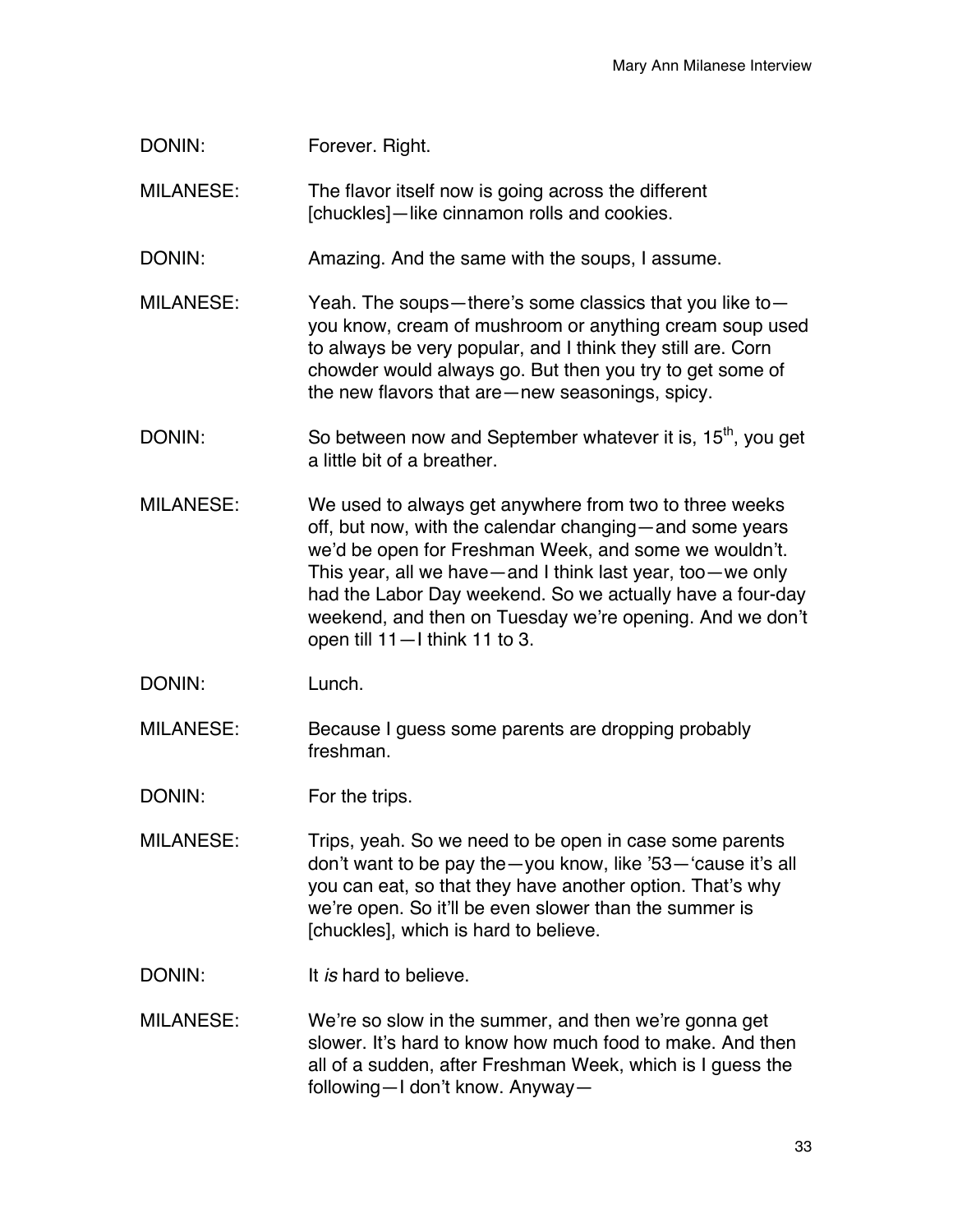DONIN: Forever. Right.

MILANESE: The flavor itself now is going across the different [chuckles]—like cinnamon rolls and cookies.

DONIN: Amazing. And the same with the soups, I assume.

MILANESE: Yeah. The soups—there's some classics that you like to—you know, cream of mushroom or anything cream soup used to always be very popular, and I think they still are. Corn chowder would always go. But then you try to get some of the new flavors that are—new seasonings, spicy.

DONIN: So between now and September whatever it is, 15th, you get a little bit of a breather.

MILANESE: We used to always get anywhere from two to three weeks off, but now, with the calendar changing—and some years we'd be open for Freshman Week, and some we wouldn't. This year, all we have—and I think last year, too—we only had the Labor Day weekend. So we actually have a four-day weekend, and then on Tuesday we're opening. And we don't open till 11—I think 11 to 3.

DONIN: Lunch.

MILANESE: Because I guess some parents are dropping probably freshman.

DONIN: For the trips.

MILANESE: Trips, yeah. So we need to be open in case some parents don't want to be pay the—you know, like '53—'cause it's all you can eat, so that they have another option. That's why we're open. So it'll be even slower than the summer is [chuckles], which is hard to believe.

DONIN: It *is* hard to believe.

MILANESE: We're so slow in the summer, and then we're gonna get slower. It's hard to know how much food to make. And then all of a sudden, after Freshman Week, which is I guess the following—I don't know. Anyway—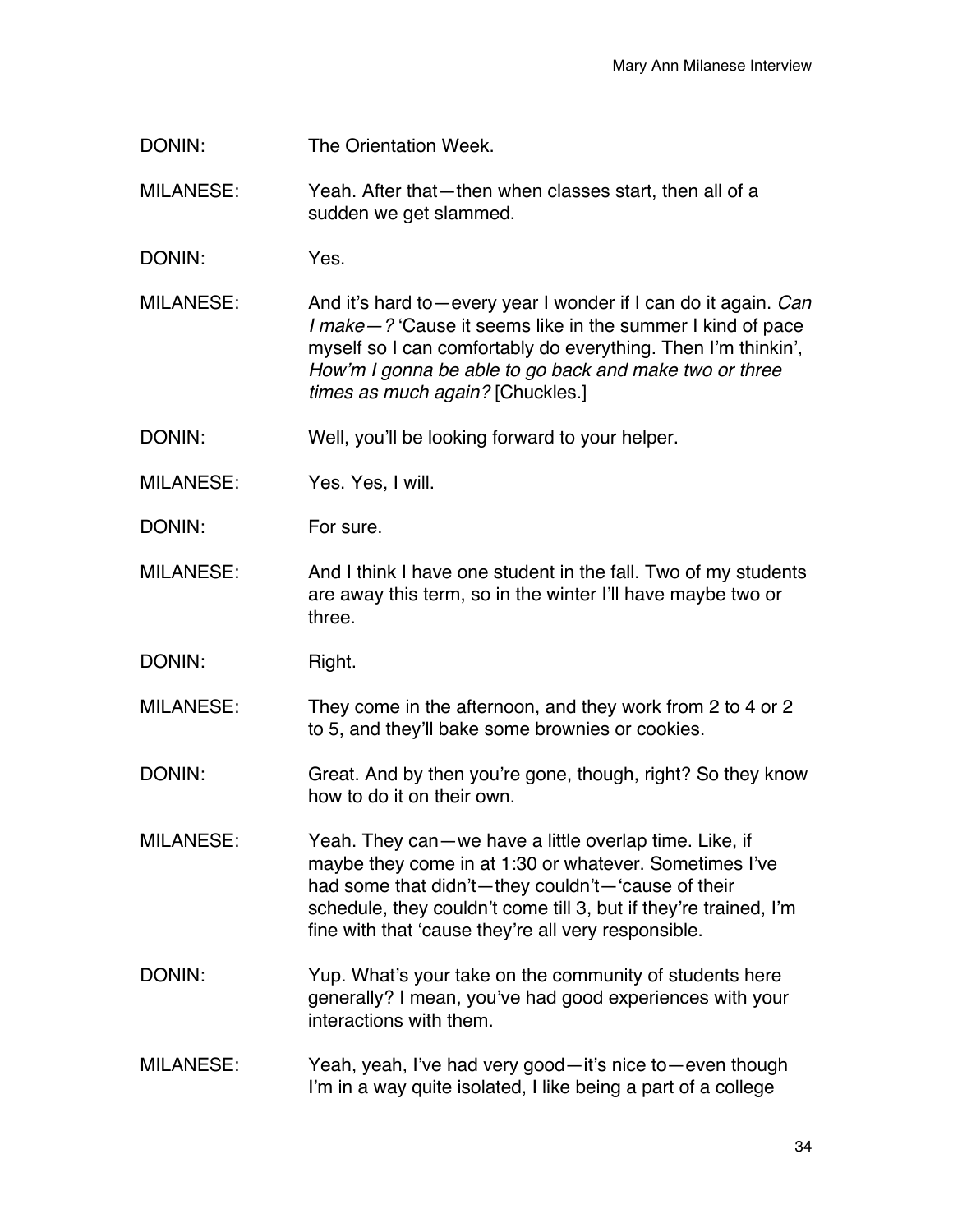DONIN: The Orientation Week.

MILANESE: Yeah. After that—then when classes start, then all of a sudden we get slammed.

DONIN: Yes.

MILANESE: And it's hard to—every year I wonder if I can do it again. *Can I make—?* 'Cause it seems like in the summer I kind of pace myself so I can comfortably do everything. Then I'm thinkin', *How'm I gonna be able to go back and make two or three times as much again?* [Chuckles.]

DONIN: Well, you'll be looking forward to your helper.

MILANESE: Yes. Yes, I will.

DONIN: For sure.

MILANESE: And I think I have one student in the fall. Two of my students are away this term, so in the winter I'll have maybe two or three.

DONIN: Right.

MILANESE: They come in the afternoon, and they work from 2 to 4 or 2 to 5, and they'll bake some brownies or cookies.

DONIN: Great. And by then you're gone, though, right? So they know how to do it on their own.

MILANESE: Yeah. They can—we have a little overlap time. Like, if maybe they come in at 1:30 or whatever. Sometimes I've had some that didn't—they couldn't—'cause of their schedule, they couldn't come till 3, but if they're trained, I'm fine with that 'cause they're all very responsible.

DONIN: Yup. What's your take on the community of students here generally? I mean, you've had good experiences with your interactions with them.

MILANESE: Yeah, yeah, I've had very good—it's nice to—even though I'm in a way quite isolated, I like being a part of a college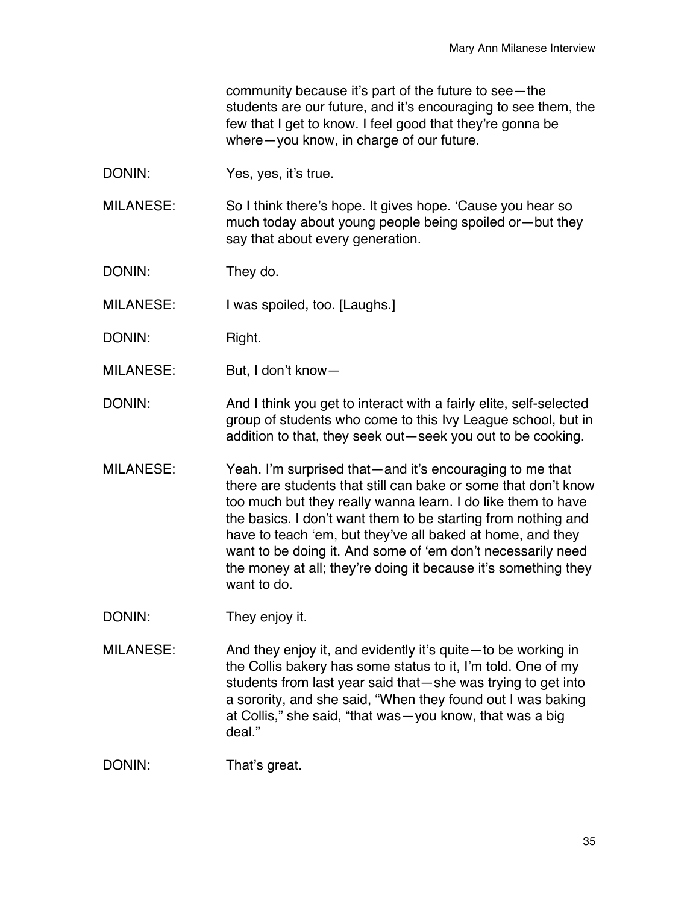community because it's part of the future to see—the students are our future, and it's encouraging to see them, the few that I get to know. I feel good that they're gonna be where—you know, in charge of our future.

DONIN: Yes, yes, it's true.

MILANESE: So I think there's hope. It gives hope. 'Cause you hear so much today about young people being spoiled or—but they say that about every generation.

DONIN: They do.

MILANESE: I was spoiled, too. [Laughs.]

DONIN: Right.

MILANESE: But, I don't know—

DONIN: And I think you get to interact with a fairly elite, self-selected group of students who come to this Ivy League school, but in addition to that, they seek out—seek you out to be cooking.

MILANESE: Yeah. I'm surprised that—and it's encouraging to me that there are students that still can bake or some that don't know too much but they really wanna learn. I do like them to have the basics. I don't want them to be starting from nothing and have to teach 'em, but they've all baked at home, and they want to be doing it. And some of 'em don't necessarily need the money at all; they're doing it because it's something they want to do.

DONIN: They enjoy it.

MILANESE: And they enjoy it, and evidently it's quite—to be working in the Collis bakery has some status to it, I'm told. One of my students from last year said that—she was trying to get into a sorority, and she said, "When they found out I was baking at Collis," she said, "that was—you know, that was a big deal."

DONIN: That's great.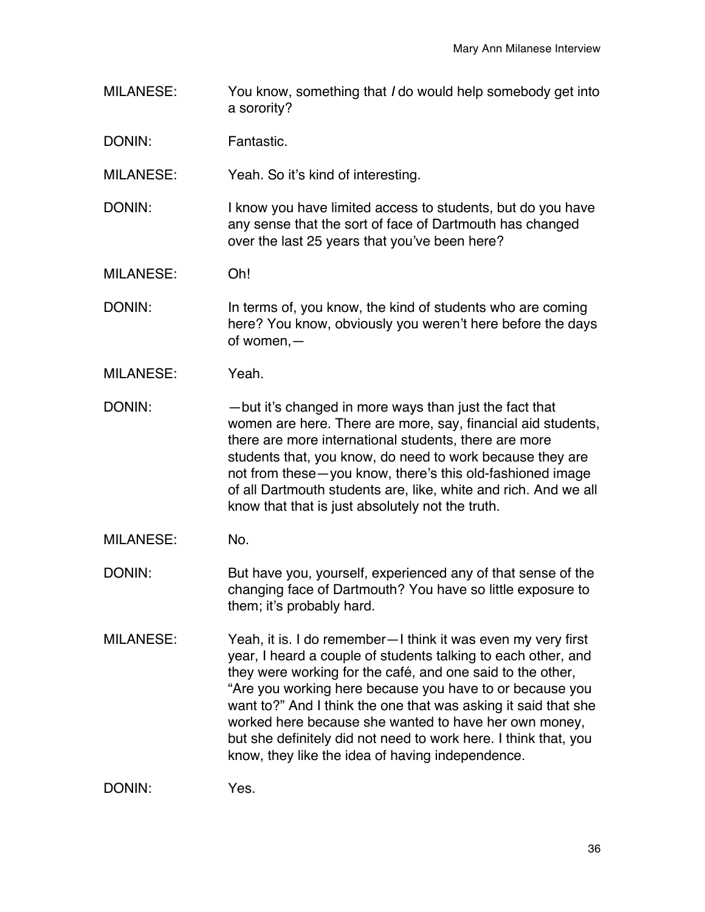MILANESE: You know, something that *I* do would help somebody get into a sorority?

DONIN: Fantastic.

MILANESE: Yeah. So it's kind of interesting.

DONIN: I know you have limited access to students, but do you have any sense that the sort of face of Dartmouth has changed over the last 25 years that you've been here?

MILANESE: Oh!

DONIN: In terms of, you know, the kind of students who are coming here? You know, obviously you weren't here before the days of women,—

MILANESE: Yeah.

DONIN: —but it's changed in more ways than just the fact that women are here. There are more, say, financial aid students, there are more international students, there are more students that, you know, do need to work because they are not from these—you know, there's this old-fashioned image of all Dartmouth students are, like, white and rich. And we all know that that is just absolutely not the truth.

MILANESE: No.

DONIN: But have you, yourself, experienced any of that sense of the changing face of Dartmouth? You have so little exposure to them; it's probably hard.

MILANESE: Yeah, it is. I do remember—I think it was even my very first year, I heard a couple of students talking to each other, and they were working for the café, and one said to the other, "Are you working here because you have to or because you want to?" And I think the one that was asking it said that she worked here because she wanted to have her own money, but she definitely did not need to work here. I think that, you know, they like the idea of having independence.

DONIN: Yes.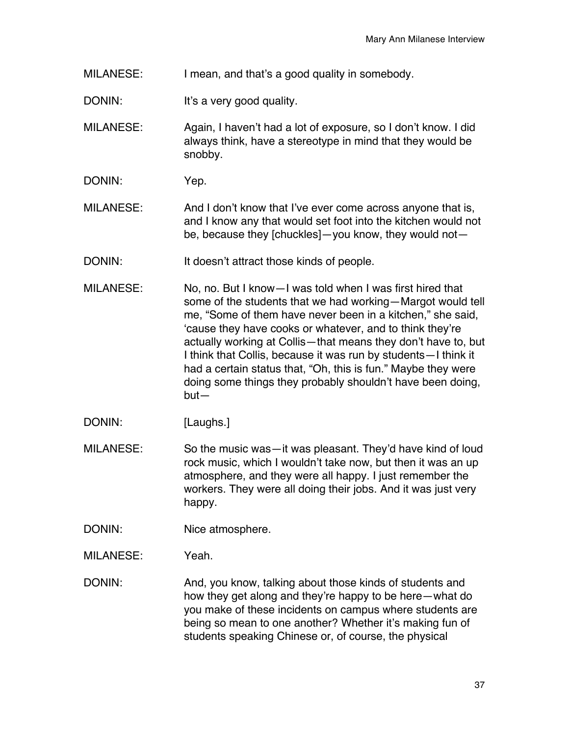MILANESE: I mean, and that's a good quality in somebody.

DONIN: It's a very good quality.

MILANESE: Again, I haven't had a lot of exposure, so I don't know. I did always think, have a stereotype in mind that they would be snobby.

DONIN: Yep.

MILANESE: And I don't know that I've ever come across anyone that is, and I know any that would set foot into the kitchen would not be, because they [chuckles]—you know, they would not—

DONIN: It doesn't attract those kinds of people.

MILANESE: No, no. But I know—I was told when I was first hired that some of the students that we had working—Margot would tell me, "Some of them have never been in a kitchen," she said, 'cause they have cooks or whatever, and to think they're actually working at Collis—that means they don't have to, but I think that Collis, because it was run by students—I think it had a certain status that, "Oh, this is fun." Maybe they were doing some things they probably shouldn't have been doing, but—

DONIN: [Laughs.]

MILANESE: So the music was—it was pleasant. They'd have kind of loud rock music, which I wouldn't take now, but then it was an up atmosphere, and they were all happy. I just remember the workers. They were all doing their jobs. And it was just very happy.

DONIN: Nice atmosphere.

MILANESE: Yeah.

DONIN: And, you know, talking about those kinds of students and how they get along and they're happy to be here—what do you make of these incidents on campus where students are being so mean to one another? Whether it's making fun of students speaking Chinese or, of course, the physical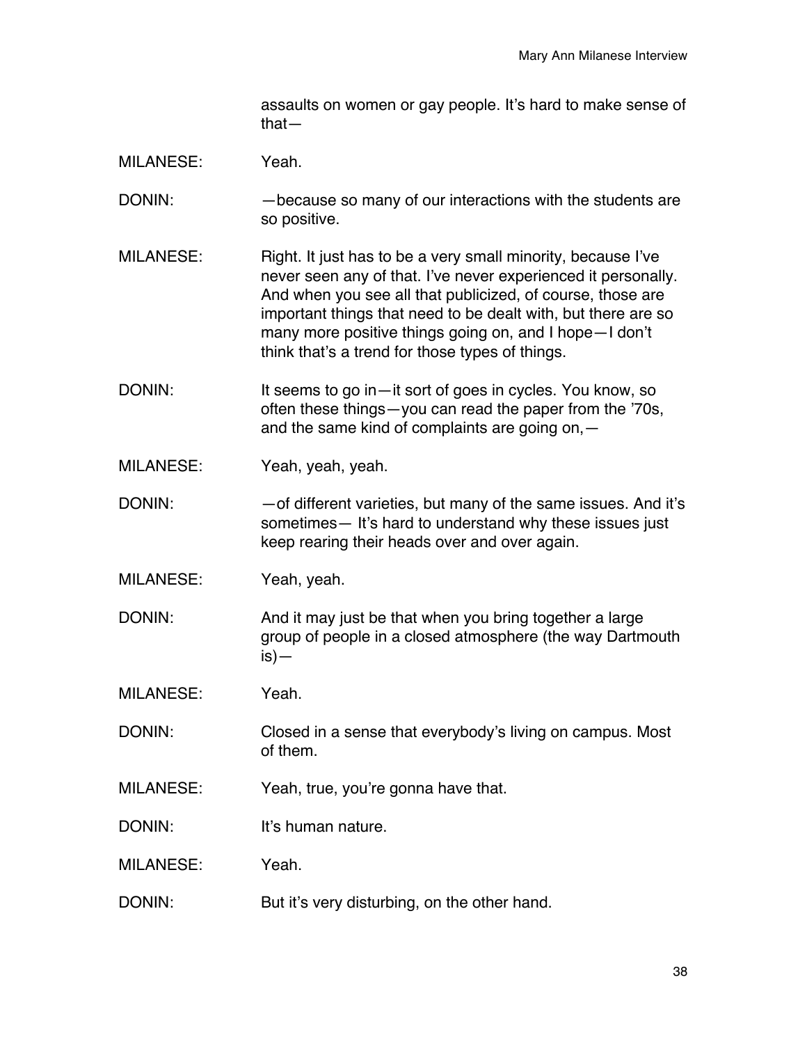assaults on women or gay people. It's hard to make sense of that—

MILANESE: Yeah.

DONIN: —because so many of our interactions with the students are so positive.

MILANESE: Right. It just has to be a very small minority, because I've never seen any of that. I've never experienced it personally. And when you see all that publicized, of course, those are important things that need to be dealt with, but there are so many more positive things going on, and I hope—I don't think that's a trend for those types of things.

DONIN: It seems to go in—it sort of goes in cycles. You know, so often these things—you can read the paper from the '70s, and the same kind of complaints are going on,—

MILANESE: Yeah, yeah, yeah.

DONIN: —of different varieties, but many of the same issues. And it's sometimes— It's hard to understand why these issues just keep rearing their heads over and over again.

MILANESE: Yeah, yeah.

DONIN: And it may just be that when you bring together a large group of people in a closed atmosphere (the way Dartmouth is)—

MILANESE: Yeah.

DONIN: Closed in a sense that everybody's living on campus. Most of them.

MILANESE: Yeah, true, you're gonna have that.

DONIN: It's human nature.

MILANESE: Yeah.

DONIN: But it's very disturbing, on the other hand.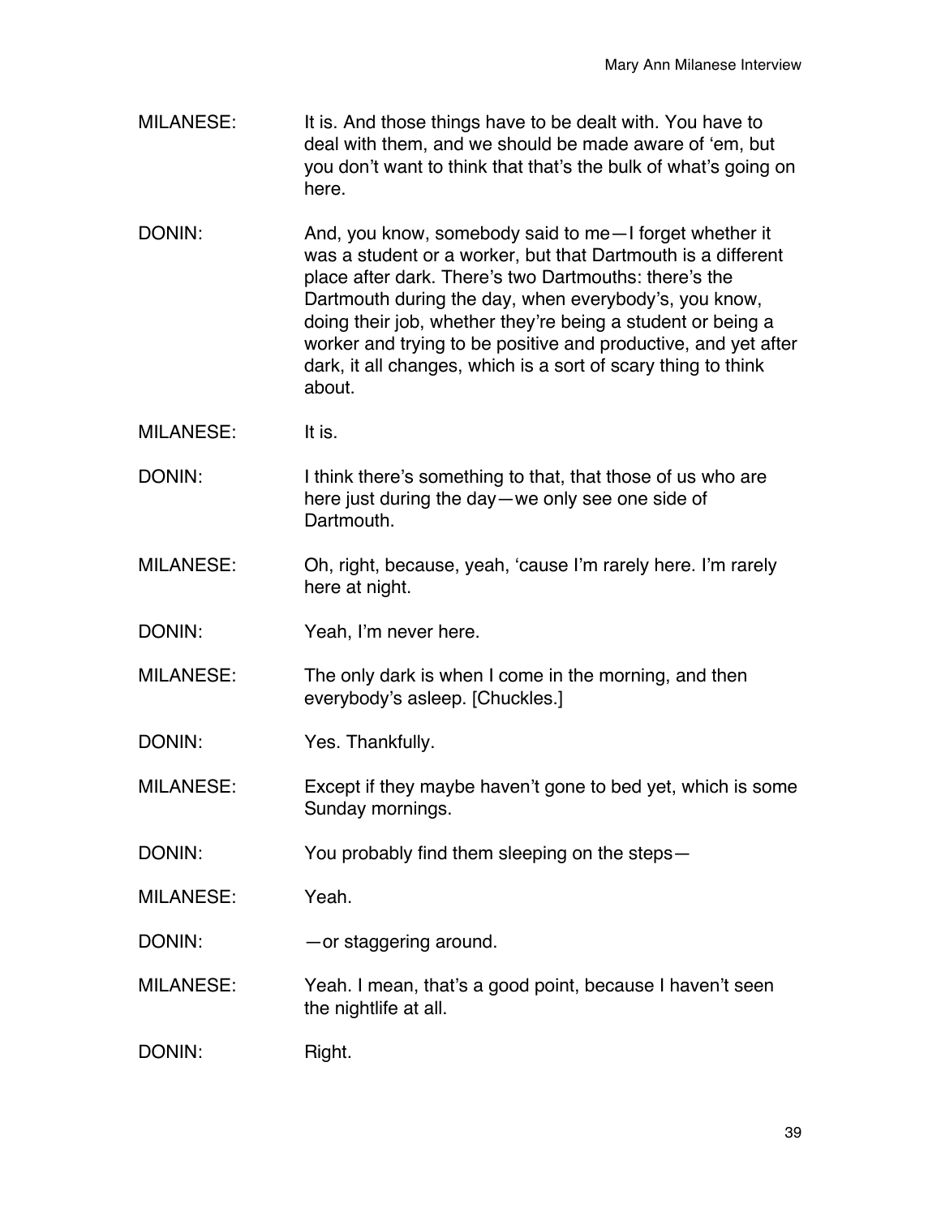MILANESE: It is. And those things have to be dealt with. You have to deal with them, and we should be made aware of 'em, but you don't want to think that that's the bulk of what's going on here.

DONIN: And, you know, somebody said to me—I forget whether it was a student or a worker, but that Dartmouth is a different place after dark. There's two Dartmouths: there's the Dartmouth during the day, when everybody's, you know, doing their job, whether they're being a student or being a worker and trying to be positive and productive, and yet after dark, it all changes, which is a sort of scary thing to think about.

MILANESE: It is.

DONIN: I think there's something to that, that those of us who are here just during the day—we only see one side of Dartmouth.

MILANESE: Oh, right, because, yeah, 'cause I'm rarely here. I'm rarely here at night.

DONIN: Yeah, I'm never here.

MILANESE: The only dark is when I come in the morning, and then everybody's asleep. [Chuckles.]

DONIN: Yes. Thankfully.

MILANESE: Except if they maybe haven't gone to bed yet, which is some Sunday mornings.

DONIN: You probably find them sleeping on the steps—

MILANESE: Yeah.

DONIN: —or staggering around.

MILANESE: Yeah. I mean, that's a good point, because I haven't seen the nightlife at all.

DONIN: Right.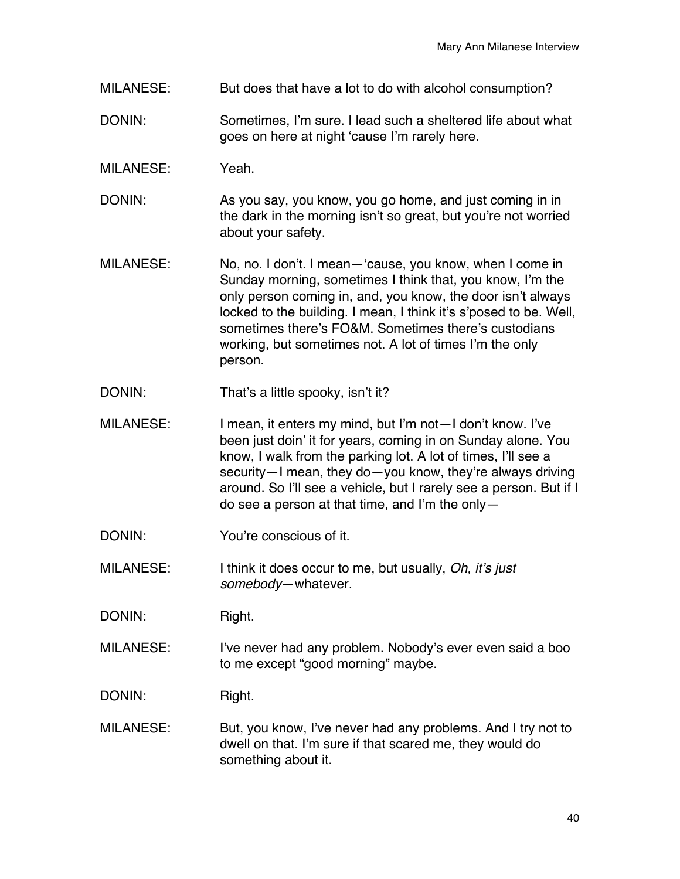MILANESE: But does that have a lot to do with alcohol consumption?

DONIN: Sometimes, I'm sure. I lead such a sheltered life about what goes on here at night 'cause I'm rarely here.

MILANESE: Yeah.

DONIN: As you say, you know, you go home, and just coming in in the dark in the morning isn't so great, but you're not worried about your safety.

MILANESE: No, no. I don't. I mean—'cause, you know, when I come in Sunday morning, sometimes I think that, you know, I'm the only person coming in, and, you know, the door isn't always locked to the building. I mean, I think it's s'posed to be. Well, sometimes there's FO&M. Sometimes there's custodians working, but sometimes not. A lot of times I'm the only person.

DONIN: That's a little spooky, isn't it?

MILANESE: I mean, it enters my mind, but I'm not—I don't know. I've been just doin' it for years, coming in on Sunday alone. You know, I walk from the parking lot. A lot of times, I'll see a security—I mean, they do—you know, they're always driving around. So I'll see a vehicle, but I rarely see a person. But if I do see a person at that time, and I'm the only—

DONIN: You're conscious of it.

MILANESE: I think it does occur to me, but usually, *Oh, it's just somebody*—whatever.

DONIN: Right.

MILANESE: I've never had any problem. Nobody's ever even said a boo to me except "good morning" maybe.

DONIN: Right.

MILANESE: But, you know, I've never had any problems. And I try not to dwell on that. I'm sure if that scared me, they would do something about it.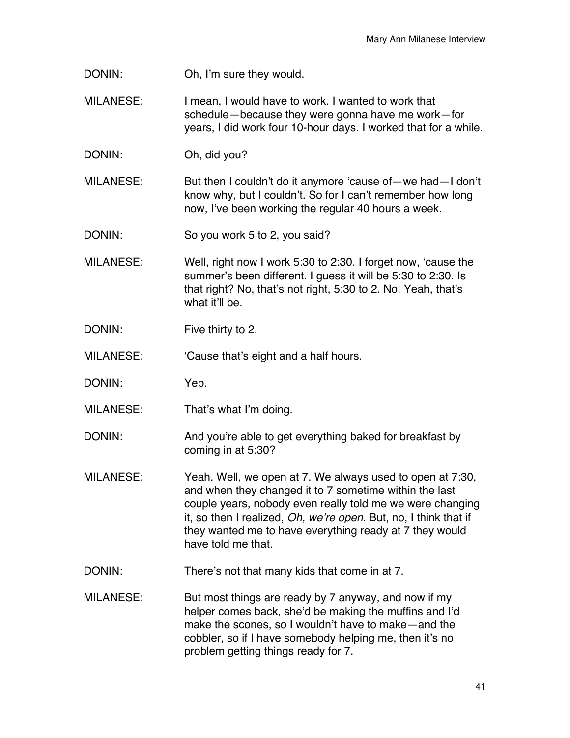DONIN: Oh, I'm sure they would.

MILANESE: I mean, I would have to work. I wanted to work that schedule—because they were gonna have me work—for years, I did work four 10-hour days. I worked that for a while.

DONIN: Oh, did you?

MILANESE: But then I couldn't do it anymore 'cause of—we had—I don't know why, but I couldn't. So for I can't remember how long now, I've been working the regular 40 hours a week.

DONIN: So you work 5 to 2, you said?

MILANESE: Well, right now I work 5:30 to 2:30. I forget now, 'cause the summer's been different. I guess it will be 5:30 to 2:30. Is that right? No, that's not right, 5:30 to 2. No. Yeah, that's what it'll be.

DONIN: Five thirty to 2.

MILANESE: 'Cause that's eight and a half hours.

DONIN: Yep.

MILANESE: That's what I'm doing.

DONIN: And you're able to get everything baked for breakfast by coming in at 5:30?

MILANESE: Yeah. Well, we open at 7. We always used to open at 7:30, and when they changed it to 7 sometime within the last couple years, nobody even really told me we were changing it, so then I realized, *Oh, we're open*. But, no, I think that if they wanted me to have everything ready at 7 they would have told me that.

DONIN: There's not that many kids that come in at 7.

MILANESE: But most things are ready by 7 anyway, and now if my helper comes back, she'd be making the muffins and I'd make the scones, so I wouldn't have to make—and the cobbler, so if I have somebody helping me, then it's no problem getting things ready for 7.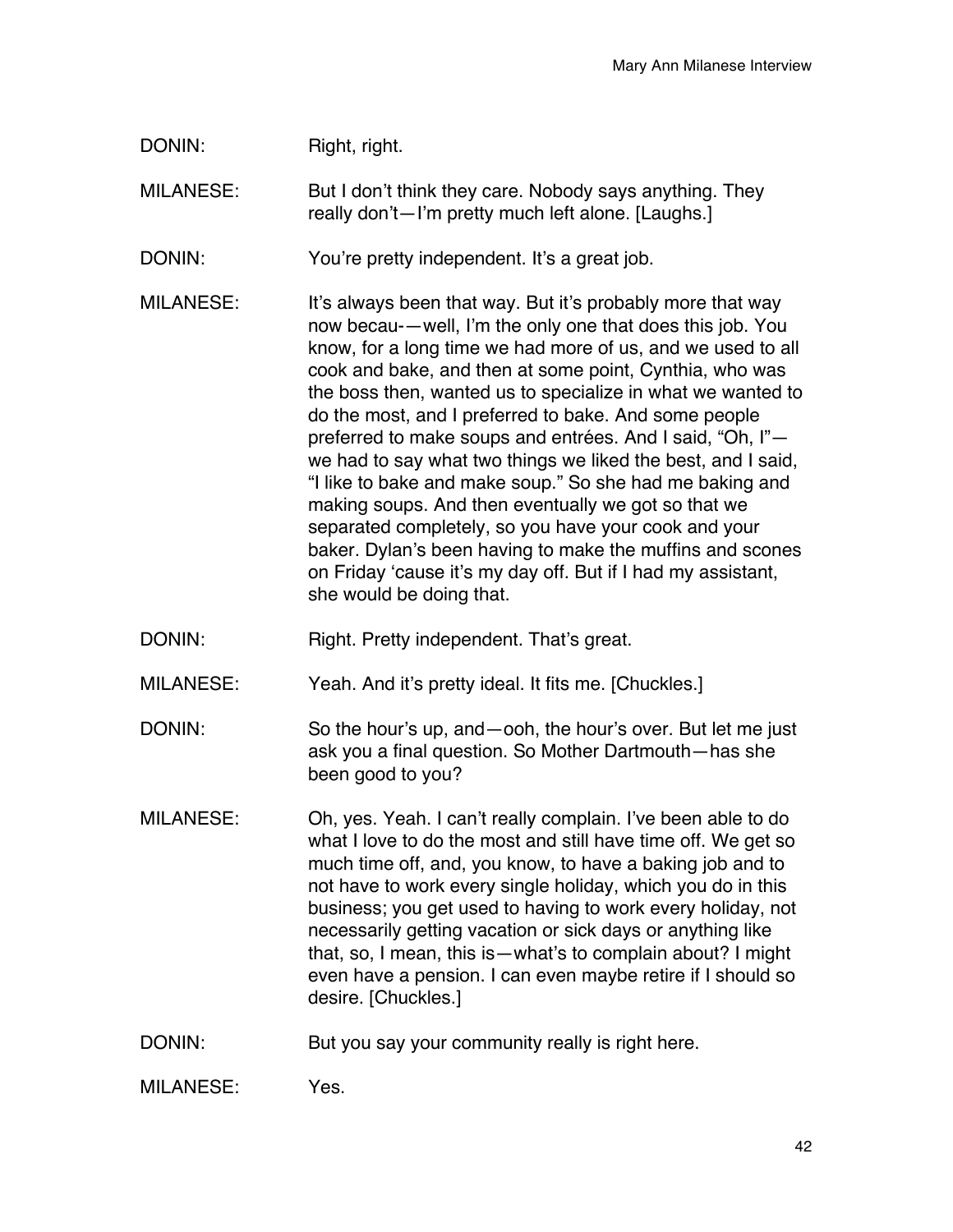DONIN: Right, right.

MILANESE: But I don't think they care. Nobody says anything. They really don't—I'm pretty much left alone. [Laughs.]

DONIN: You're pretty independent. It's a great job.

MILANESE: It's always been that way. But it's probably more that way now becau-—well, I'm the only one that does this job. You know, for a long time we had more of us, and we used to all cook and bake, and then at some point, Cynthia, who was the boss then, wanted us to specialize in what we wanted to do the most, and I preferred to bake. And some people preferred to make soups and entrées. And I said, "Oh, I"—we had to say what two things we liked the best, and I said, "I like to bake and make soup." So she had me baking and making soups. And then eventually we got so that we separated completely, so you have your cook and your baker. Dylan's been having to make the muffins and scones on Friday 'cause it's my day off. But if I had my assistant, she would be doing that.

DONIN: Right. Pretty independent. That's great.

MILANESE: Yeah. And it's pretty ideal. It fits me. [Chuckles.]

DONIN: So the hour's up, and—ooh, the hour's over. But let me just ask you a final question. So Mother Dartmouth—has she been good to you?

MILANESE: Oh, yes. Yeah. I can't really complain. I've been able to do what I love to do the most and still have time off. We get so much time off, and, you know, to have a baking job and to not have to work every single holiday, which you do in this business; you get used to having to work every holiday, not necessarily getting vacation or sick days or anything like that, so, I mean, this is—what's to complain about? I might even have a pension. I can even maybe retire if I should so desire. [Chuckles.]

DONIN: But you say your community really is right here.

MILANESE: Yes.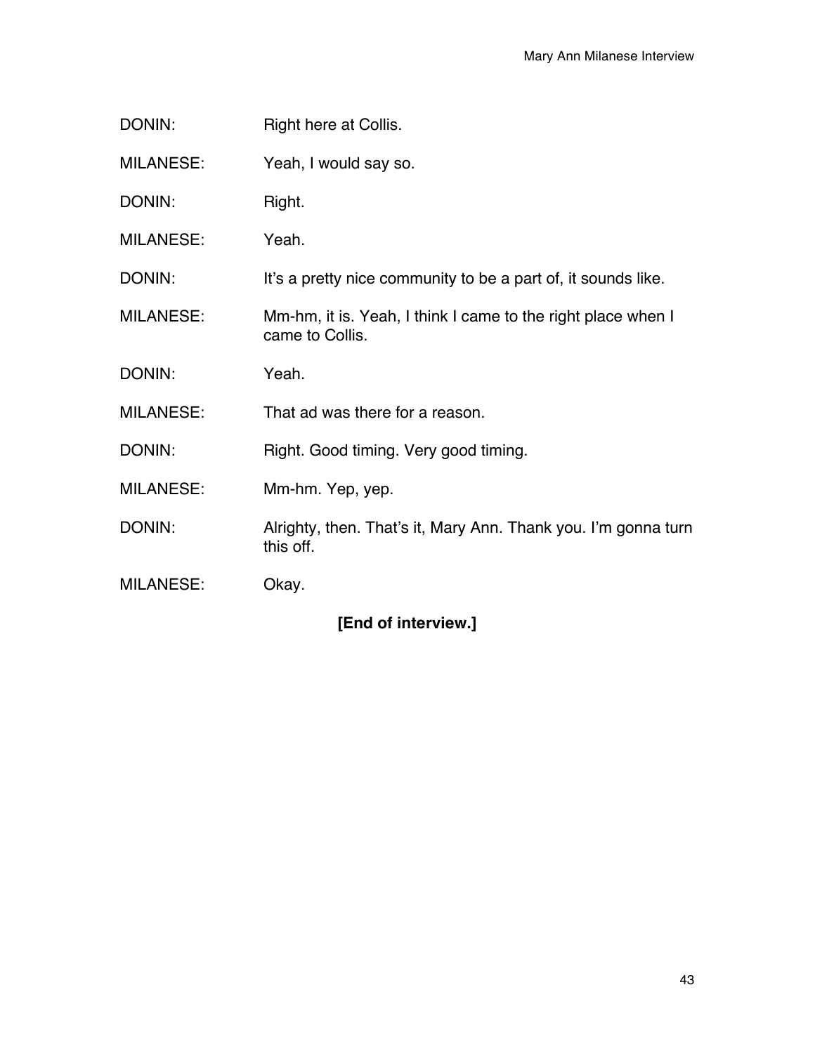DONIN: Right here at Collis.

MILANESE: Yeah, I would say so.

DONIN: Right.

MILANESE: Yeah.

DONIN: It's a pretty nice community to be a part of, it sounds like.

MILANESE: Mm-hm, it is. Yeah, I think I came to the right place when I came to Collis.

DONIN: Yeah.

MILANESE: That ad was there for a reason.

DONIN: Right. Good timing. Very good timing.

MILANESE: Mm-hm. Yep, yep.

DONIN: Alrighty, then. That's it, Mary Ann. Thank you. I'm gonna turn this off.

MILANESE: Okay.

**[End of interview.]**